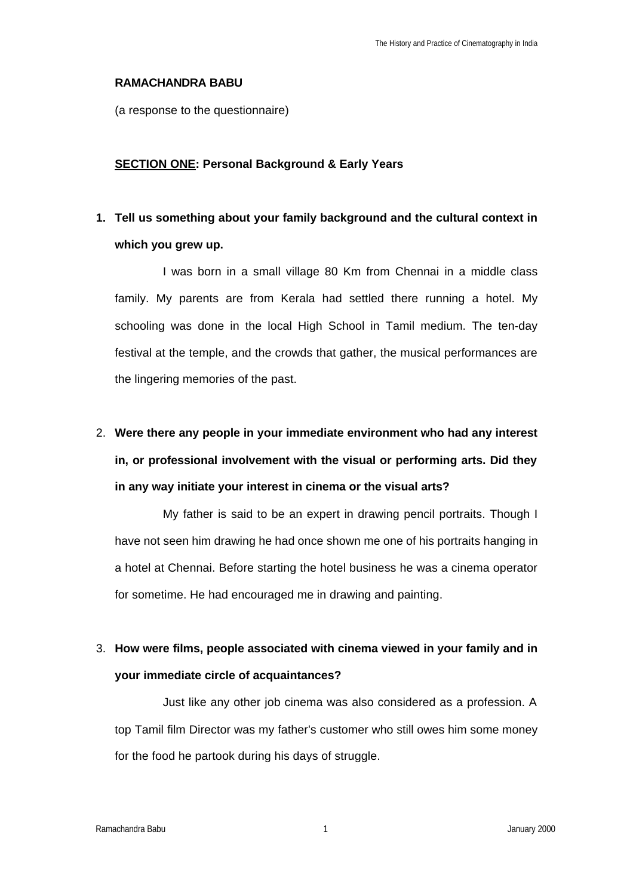**RAMACHANDRA BABU**

(a response to the questionnaire)

**<u>SECTION ONE</u>: Personal Background & Early Years**

1. **Tell us something about your family background and the cultural context in which you grew up.**

   I was born in a small village 80 Km from Chennai in a middle class family. My parents are from Kerala had settled there running a hotel. My schooling was done in the local High School in Tamil medium. The ten-day festival at the temple, and the crowds that gather, the musical performances are the lingering memories of the past.

2. **Were there any people in your immediate environment who had any interest in, or professional involvement with the visual or performing arts. Did they in any way initiate your interest in cinema or the visual arts?**

   My father is said to be an expert in drawing pencil portraits. Though I have not seen him drawing he had once shown me one of his portraits hanging in a hotel at Chennai. Before starting the hotel business he was a cinema operator for sometime. He had encouraged me in drawing and painting.

3. **How were films, people associated with cinema viewed in your family and in your immediate circle of acquaintances?**

   Just like any other job cinema was also considered as a profession. A top Tamil film Director was my father's customer who still owes him some money for the food he partook during his days of struggle.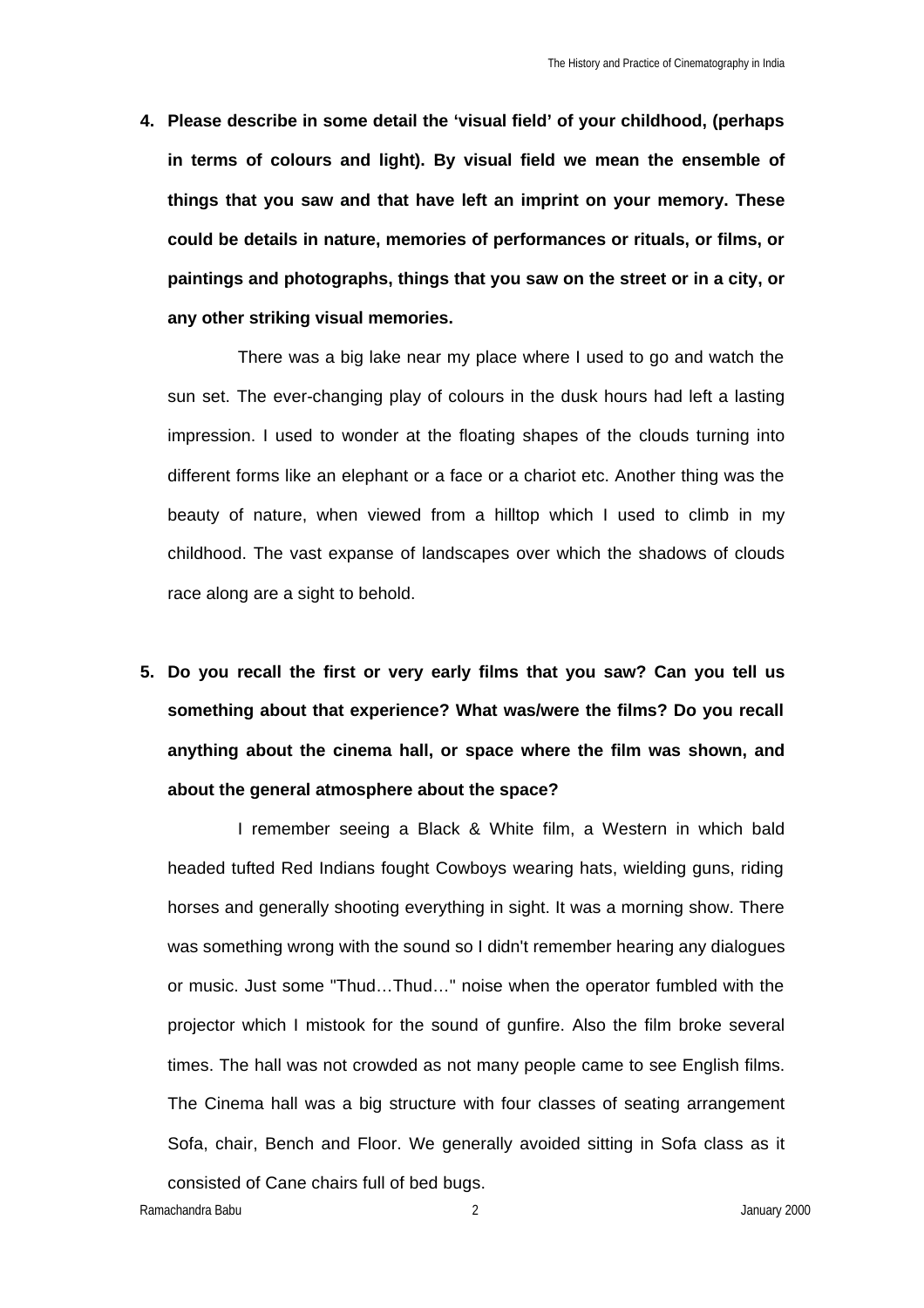4. **Please describe in some detail the 'visual field' of your childhood, (perhaps in terms of colours and light). By visual field we mean the ensemble of things that you saw and that have left an imprint on your memory. These could be details in nature, memories of performances or rituals, or films, or paintings and photographs, things that you saw on the street or in a city, or any other striking visual memories.**

   There was a big lake near my place where I used to go and watch the sun set. The ever-changing play of colours in the dusk hours had left a lasting impression. I used to wonder at the floating shapes of the clouds turning into different forms like an elephant or a face or a chariot etc. Another thing was the beauty of nature, when viewed from a hilltop which I used to climb in my childhood. The vast expanse of landscapes over which the shadows of clouds race along are a sight to behold.

5. **Do you recall the first or very early films that you saw? Can you tell us something about that experience? What was/were the films? Do you recall anything about the cinema hall, or space where the film was shown, and about the general atmosphere about the space?**

   I remember seeing a Black & White film, a Western in which bald headed tufted Red Indians fought Cowboys wearing hats, wielding guns, riding horses and generally shooting everything in sight. It was a morning show. There was something wrong with the sound so I didn't remember hearing any dialogues or music. Just some "Thud…Thud…" noise when the operator fumbled with the projector which I mistook for the sound of gunfire. Also the film broke several times. The hall was not crowded as not many people came to see English films. The Cinema hall was a big structure with four classes of seating arrangement Sofa, chair, Bench and Floor. We generally avoided sitting in Sofa class as it consisted of Cane chairs full of bed bugs.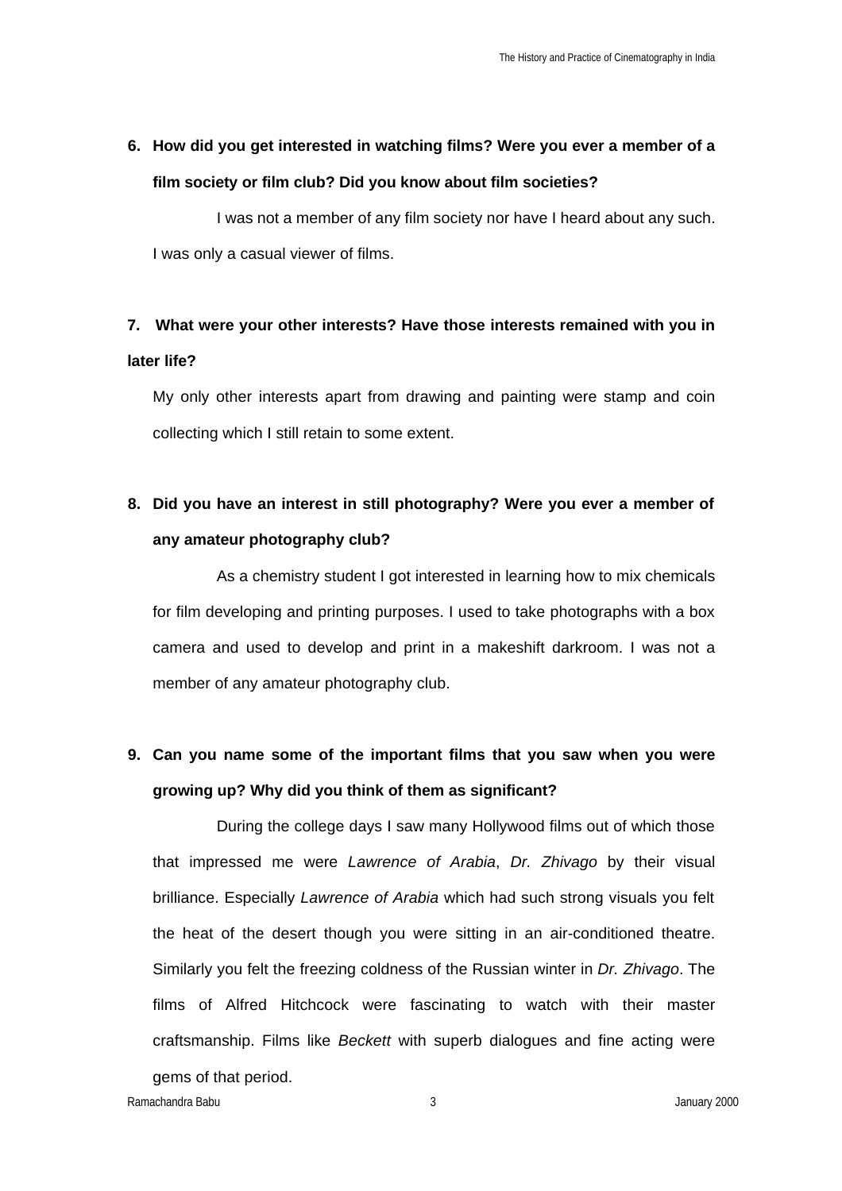**6. How did you get interested in watching films? Were you ever a member of a film society or film club? Did you know about film societies?**

I was not a member of any film society nor have I heard about any such. I was only a casual viewer of films.

**7. What were your other interests? Have those interests remained with you in later life?**

My only other interests apart from drawing and painting were stamp and coin collecting which I still retain to some extent.

**8. Did you have an interest in still photography? Were you ever a member of any amateur photography club?**

As a chemistry student I got interested in learning how to mix chemicals for film developing and printing purposes. I used to take photographs with a box camera and used to develop and print in a makeshift darkroom. I was not a member of any amateur photography club.

**9. Can you name some of the important films that you saw when you were growing up? Why did you think of them as significant?**

During the college days I saw many Hollywood films out of which those that impressed me were *Lawrence of Arabia*, *Dr. Zhivago* by their visual brilliance. Especially *Lawrence of Arabia* which had such strong visuals you felt the heat of the desert though you were sitting in an air-conditioned theatre. Similarly you felt the freezing coldness of the Russian winter in *Dr. Zhivago*. The films of Alfred Hitchcock were fascinating to watch with their master craftsmanship. Films like *Beckett* with superb dialogues and fine acting were gems of that period.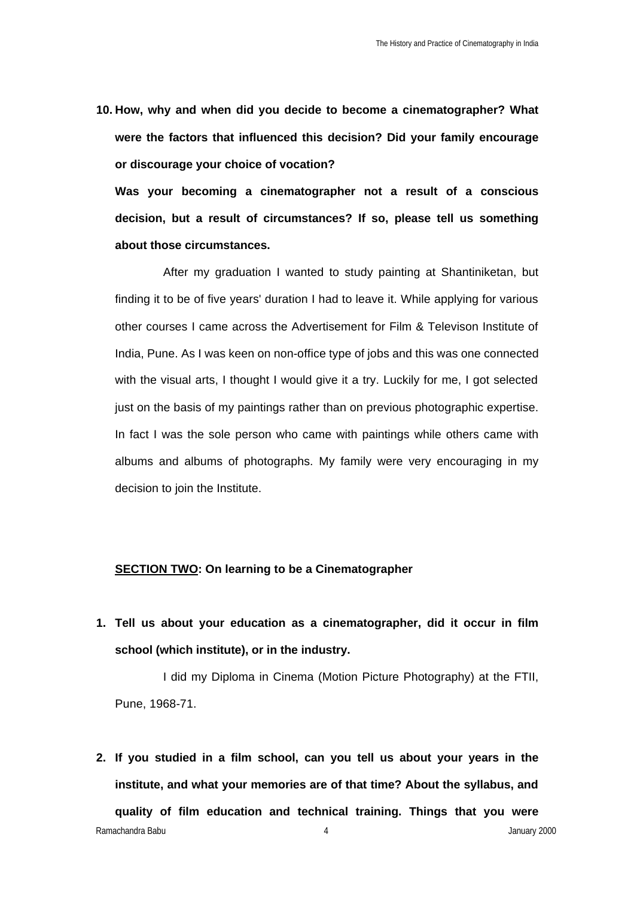**10. How, why and when did you decide to become a cinematographer? What were the factors that influenced this decision? Did your family encourage or discourage your choice of vocation?**

**Was your becoming a cinematographer not a result of a conscious decision, but a result of circumstances? If so, please tell us something about those circumstances.**

After my graduation I wanted to study painting at Shantiniketan, but finding it to be of five years' duration I had to leave it. While applying for various other courses I came across the Advertisement for Film & Televison Institute of India, Pune. As I was keen on non-office type of jobs and this was one connected with the visual arts, I thought I would give it a try. Luckily for me, I got selected just on the basis of my paintings rather than on previous photographic expertise. In fact I was the sole person who came with paintings while others came with albums and albums of photographs. My family were very encouraging in my decision to join the Institute.

## <u>SECTION TWO</u>: On learning to be a Cinematographer

**1. Tell us about your education as a cinematographer, did it occur in film school (which institute), or in the industry.**

I did my Diploma in Cinema (Motion Picture Photography) at the FTII, Pune, 1968-71.

**2. If you studied in a film school, can you tell us about your years in the institute, and what your memories are of that time? About the syllabus, and quality of film education and technical training. Things that you were**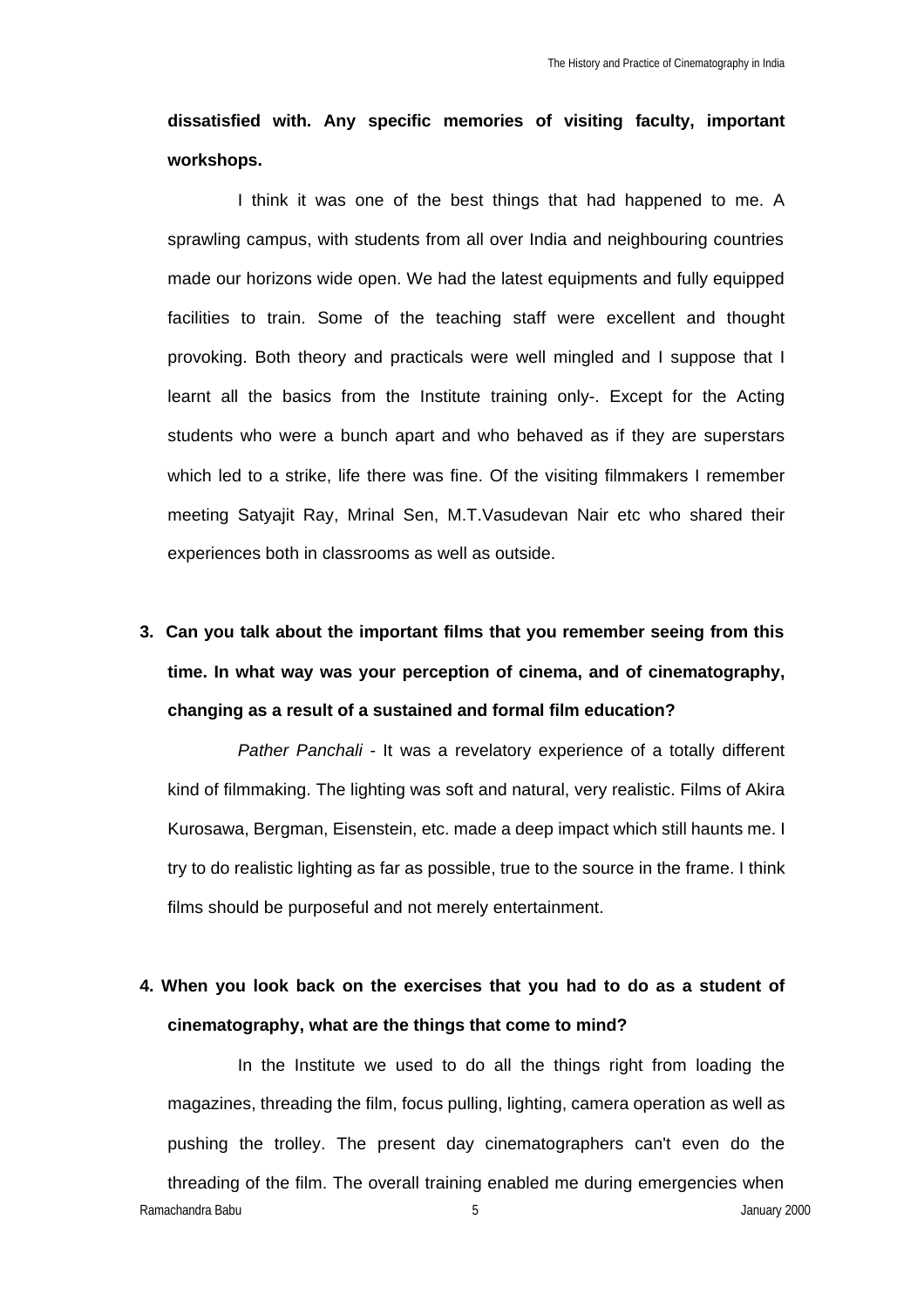**dissatisfied with. Any specific memories of visiting faculty, important workshops.**

I think it was one of the best things that had happened to me. A sprawling campus, with students from all over India and neighbouring countries made our horizons wide open. We had the latest equipments and fully equipped facilities to train. Some of the teaching staff were excellent and thought provoking. Both theory and practicals were well mingled and I suppose that I learnt all the basics from the Institute training only-. Except for the Acting students who were a bunch apart and who behaved as if they are superstars which led to a strike, life there was fine. Of the visiting filmmakers I remember meeting Satyajit Ray, Mrinal Sen, M.T.Vasudevan Nair etc who shared their experiences both in classrooms as well as outside.

**3. Can you talk about the important films that you remember seeing from this time. In what way was your perception of cinema, and of cinematography, changing as a result of a sustained and formal film education?**

*Pather Panchali* - It was a revelatory experience of a totally different kind of filmmaking. The lighting was soft and natural, very realistic. Films of Akira Kurosawa, Bergman, Eisenstein, etc. made a deep impact which still haunts me. I try to do realistic lighting as far as possible, true to the source in the frame. I think films should be purposeful and not merely entertainment.

**4. When you look back on the exercises that you had to do as a student of cinematography, what are the things that come to mind?**

In the Institute we used to do all the things right from loading the magazines, threading the film, focus pulling, lighting, camera operation as well as pushing the trolley. The present day cinematographers can't even do the threading of the film. The overall training enabled me during emergencies when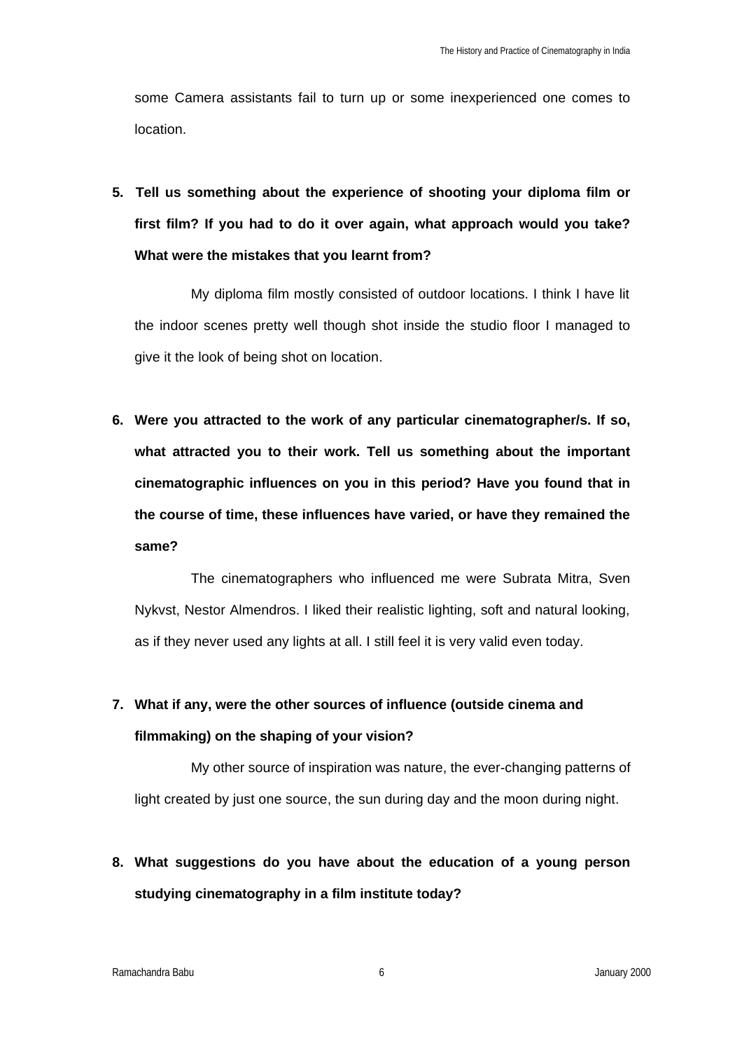some Camera assistants fail to turn up or some inexperienced one comes to location.

5. **Tell us something about the experience of shooting your diploma film or first film? If you had to do it over again, what approach would you take? What were the mistakes that you learnt from?**

   My diploma film mostly consisted of outdoor locations. I think I have lit the indoor scenes pretty well though shot inside the studio floor I managed to give it the look of being shot on location.

6. **Were you attracted to the work of any particular cinematographer/s. If so, what attracted you to their work. Tell us something about the important cinematographic influences on you in this period? Have you found that in the course of time, these influences have varied, or have they remained the same?**

   The cinematographers who influenced me were Subrata Mitra, Sven Nykvst, Nestor Almendros. I liked their realistic lighting, soft and natural looking, as if they never used any lights at all. I still feel it is very valid even today.

7. **What if any, were the other sources of influence (outside cinema and filmmaking) on the shaping of your vision?**

   My other source of inspiration was nature, the ever-changing patterns of light created by just one source, the sun during day and the moon during night.

8. **What suggestions do you have about the education of a young person studying cinematography in a film institute today?**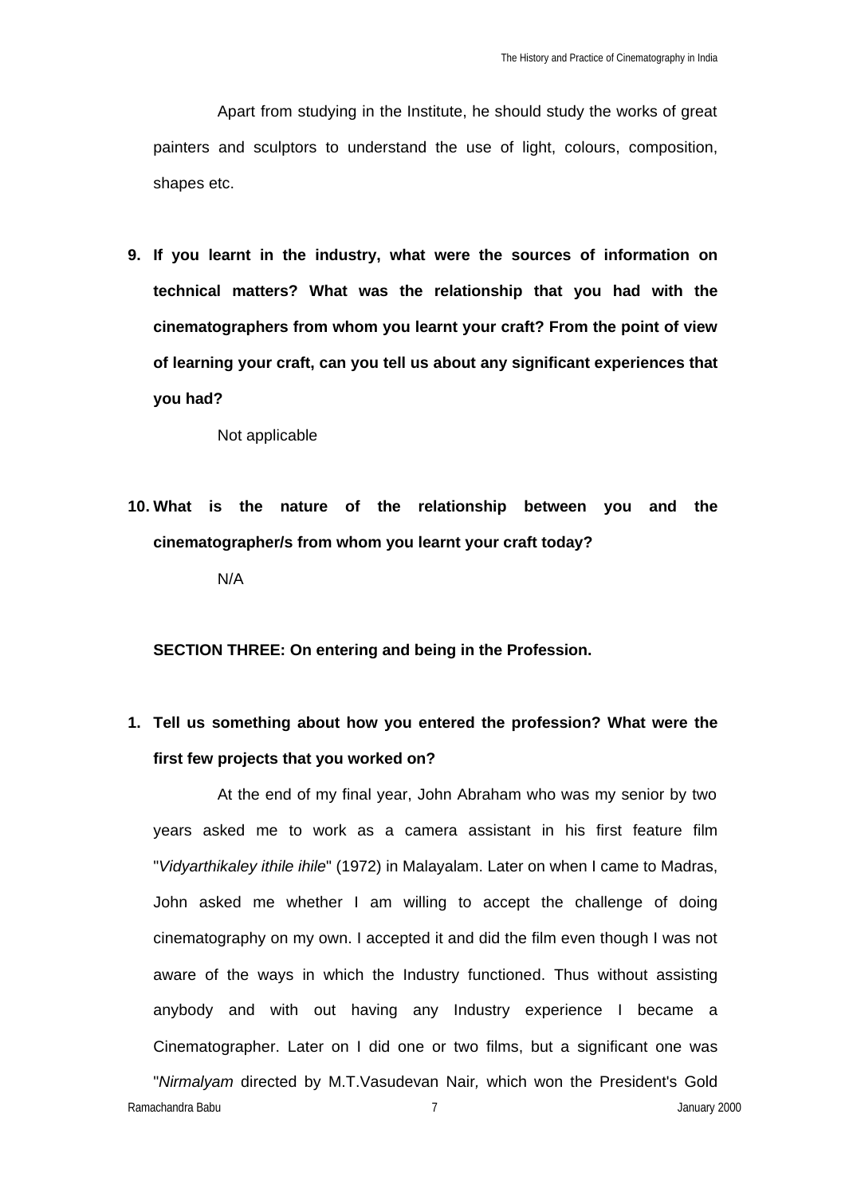Apart from studying in the Institute, he should study the works of great painters and sculptors to understand the use of light, colours, composition, shapes etc.

**9. If you learnt in the industry, what were the sources of information on technical matters? What was the relationship that you had with the cinematographers from whom you learnt your craft? From the point of view of learning your craft, can you tell us about any significant experiences that you had?**

Not applicable

**10. What is the nature of the relationship between you and the cinematographer/s from whom you learnt your craft today?**

N/A

**SECTION THREE: On entering and being in the Profession.**

**1. Tell us something about how you entered the profession? What were the first few projects that you worked on?**

At the end of my final year, John Abraham who was my senior by two years asked me to work as a camera assistant in his first feature film "*Vidyarthikaley ithile ihile*" (1972) in Malayalam. Later on when I came to Madras, John asked me whether I am willing to accept the challenge of doing cinematography on my own. I accepted it and did the film even though I was not aware of the ways in which the Industry functioned. Thus without assisting anybody and with out having any Industry experience I became a Cinematographer. Later on I did one or two films, but a significant one was "*Nirmalyam* directed by M.T.Vasudevan Nair*,* which won the President's Gold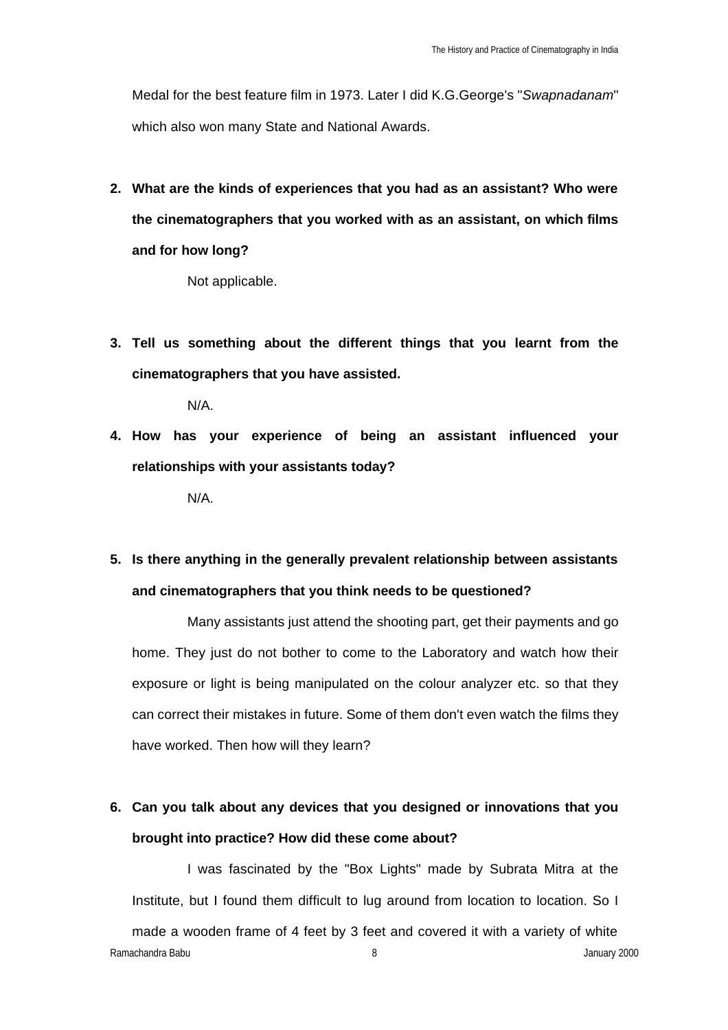Medal for the best feature film in 1973. Later I did K.G.George's "*Swapnadanam*" which also won many State and National Awards.

**2. What are the kinds of experiences that you had as an assistant? Who were the cinematographers that you worked with as an assistant, on which films and for how long?**

Not applicable.

**3. Tell us something about the different things that you learnt from the cinematographers that you have assisted.**

N/A.

**4. How has your experience of being an assistant influenced your relationships with your assistants today?**

N/A.

**5. Is there anything in the generally prevalent relationship between assistants and cinematographers that you think needs to be questioned?**

Many assistants just attend the shooting part, get their payments and go home. They just do not bother to come to the Laboratory and watch how their exposure or light is being manipulated on the colour analyzer etc. so that they can correct their mistakes in future. Some of them don't even watch the films they have worked. Then how will they learn?

**6. Can you talk about any devices that you designed or innovations that you brought into practice? How did these come about?**

I was fascinated by the "Box Lights" made by Subrata Mitra at the Institute, but I found them difficult to lug around from location to location. So I made a wooden frame of 4 feet by 3 feet and covered it with a variety of white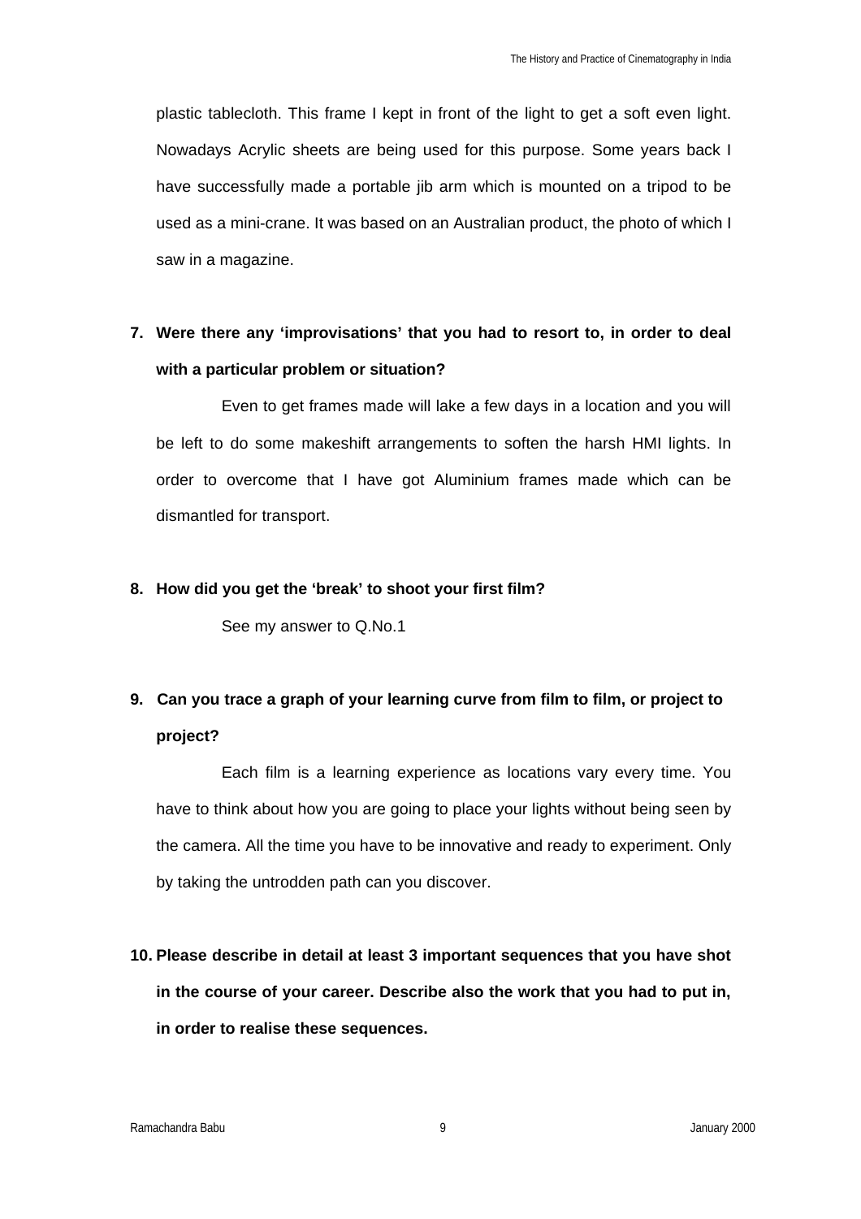plastic tablecloth. This frame I kept in front of the light to get a soft even light. Nowadays Acrylic sheets are being used for this purpose. Some years back I have successfully made a portable jib arm which is mounted on a tripod to be used as a mini-crane. It was based on an Australian product, the photo of which I saw in a magazine.

**7. Were there any 'improvisations' that you had to resort to, in order to deal with a particular problem or situation?**

Even to get frames made will lake a few days in a location and you will be left to do some makeshift arrangements to soften the harsh HMI lights. In order to overcome that I have got Aluminium frames made which can be dismantled for transport.

**8. How did you get the 'break' to shoot your first film?**

See my answer to Q.No.1

**9. Can you trace a graph of your learning curve from film to film, or project to project?**

Each film is a learning experience as locations vary every time. You have to think about how you are going to place your lights without being seen by the camera. All the time you have to be innovative and ready to experiment. Only by taking the untrodden path can you discover.

**10. Please describe in detail at least 3 important sequences that you have shot in the course of your career. Describe also the work that you had to put in, in order to realise these sequences.**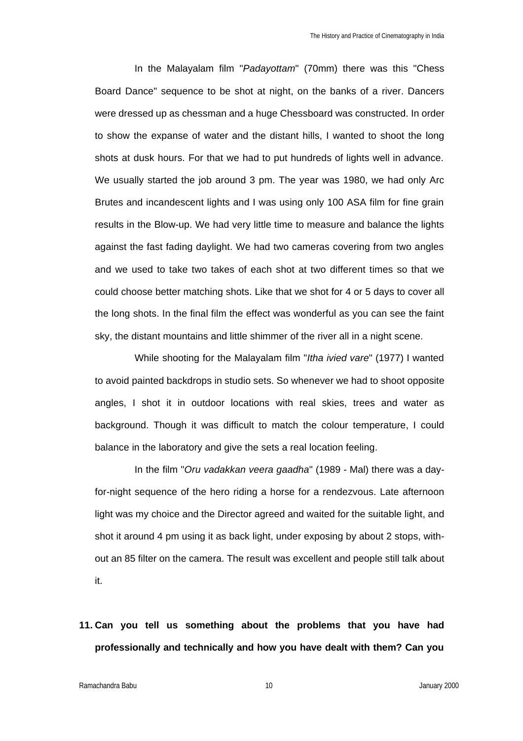In the Malayalam film "*Padayottam*" (70mm) there was this "Chess Board Dance" sequence to be shot at night, on the banks of a river. Dancers were dressed up as chessman and a huge Chessboard was constructed. In order to show the expanse of water and the distant hills, I wanted to shoot the long shots at dusk hours. For that we had to put hundreds of lights well in advance. We usually started the job around 3 pm. The year was 1980, we had only Arc Brutes and incandescent lights and I was using only 100 ASA film for fine grain results in the Blow-up. We had very little time to measure and balance the lights against the fast fading daylight. We had two cameras covering from two angles and we used to take two takes of each shot at two different times so that we could choose better matching shots. Like that we shot for 4 or 5 days to cover all the long shots. In the final film the effect was wonderful as you can see the faint sky, the distant mountains and little shimmer of the river all in a night scene.

While shooting for the Malayalam film "*Itha ivied vare*" (1977) I wanted to avoid painted backdrops in studio sets. So whenever we had to shoot opposite angles, I shot it in outdoor locations with real skies, trees and water as background. Though it was difficult to match the colour temperature, I could balance in the laboratory and give the sets a real location feeling.

In the film "*Oru vadakkan veera gaadha*" (1989 - Mal) there was a day-for-night sequence of the hero riding a horse for a rendezvous. Late afternoon light was my choice and the Director agreed and waited for the suitable light, and shot it around 4 pm using it as back light, under exposing by about 2 stops, without an 85 filter on the camera. The result was excellent and people still talk about it.

**11. Can you tell us something about the problems that you have had professionally and technically and how you have dealt with them? Can you**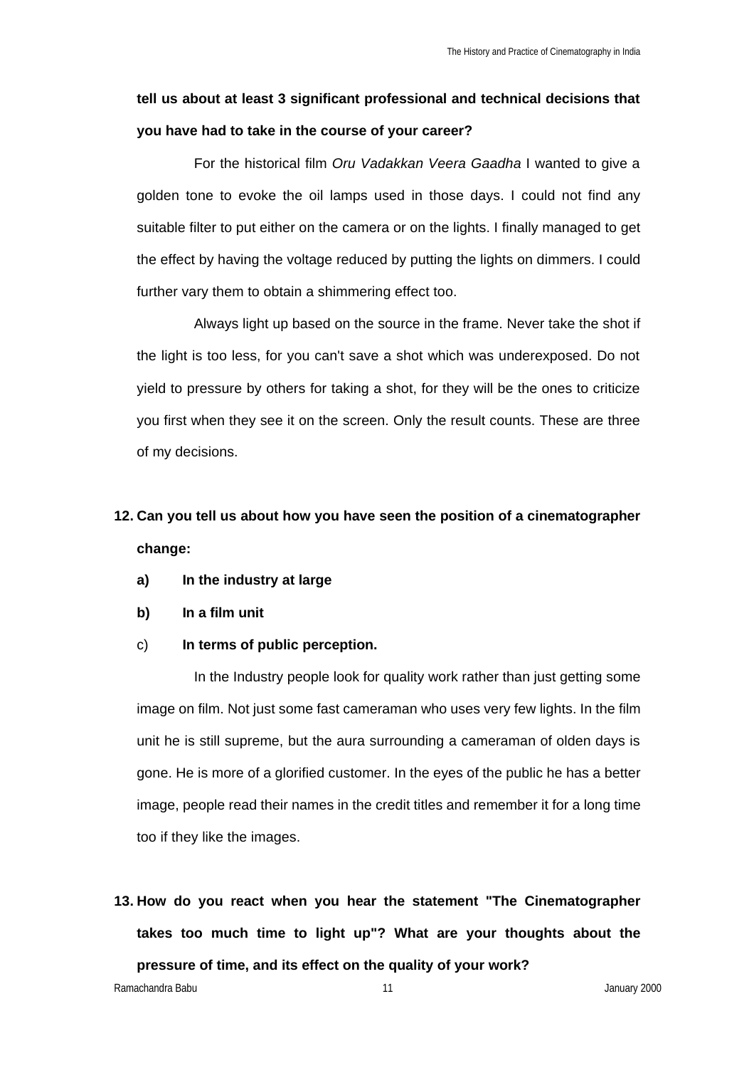**tell us about at least 3 significant professional and technical decisions that you have had to take in the course of your career?**

For the historical film *Oru Vadakkan Veera Gaadha* I wanted to give a golden tone to evoke the oil lamps used in those days. I could not find any suitable filter to put either on the camera or on the lights. I finally managed to get the effect by having the voltage reduced by putting the lights on dimmers. I could further vary them to obtain a shimmering effect too.

Always light up based on the source in the frame. Never take the shot if the light is too less, for you can't save a shot which was underexposed. Do not yield to pressure by others for taking a shot, for they will be the ones to criticize you first when they see it on the screen. Only the result counts. These are three of my decisions.

12. **Can you tell us about how you have seen the position of a cinematographer change:**
    a) **In the industry at large**
    b) **In a film unit**
    c) **In terms of public perception.**

In the Industry people look for quality work rather than just getting some image on film. Not just some fast cameraman who uses very few lights. In the film unit he is still supreme, but the aura surrounding a cameraman of olden days is gone. He is more of a glorified customer. In the eyes of the public he has a better image, people read their names in the credit titles and remember it for a long time too if they like the images.

13. **How do you react when you hear the statement "The Cinematographer takes too much time to light up"? What are your thoughts about the pressure of time, and its effect on the quality of your work?**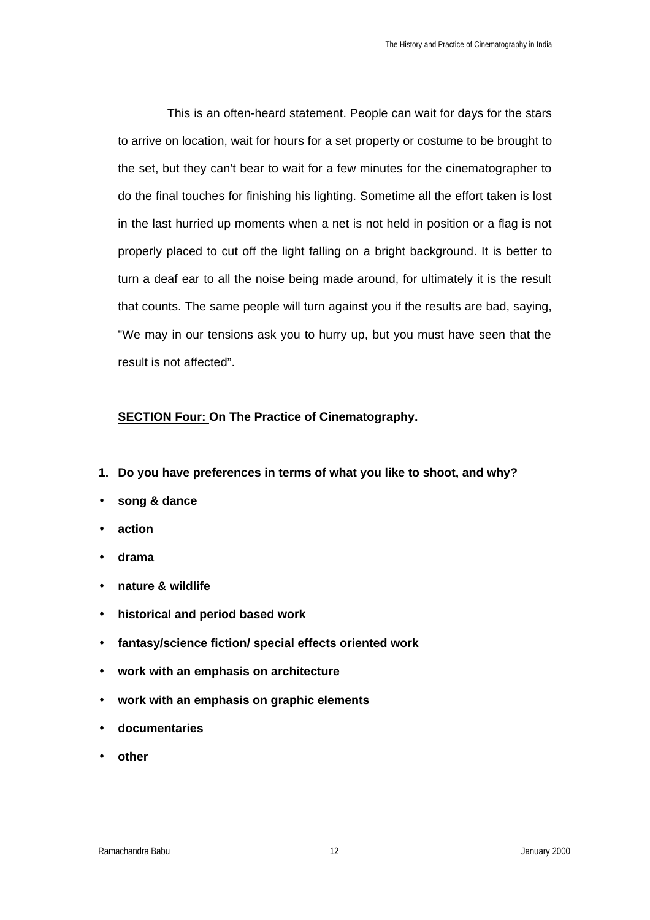This is an often-heard statement. People can wait for days for the stars to arrive on location, wait for hours for a set property or costume to be brought to the set, but they can't bear to wait for a few minutes for the cinematographer to do the final touches for finishing his lighting. Sometime all the effort taken is lost in the last hurried up moments when a net is not held in position or a flag is not properly placed to cut off the light falling on a bright background. It is better to turn a deaf ear to all the noise being made around, for ultimately it is the result that counts. The same people will turn against you if the results are bad, saying, "We may in our tensions ask you to hurry up, but you must have seen that the result is not affected".

## SECTION Four: On The Practice of Cinematography.

**1. Do you have preferences in terms of what you like to shoot, and why?**

- **song & dance**
- **action**
- **drama**
- **nature & wildlife**
- **historical and period based work**
- **fantasy/science fiction/ special effects oriented work**
- **work with an emphasis on architecture**
- **work with an emphasis on graphic elements**
- **documentaries**
- **other**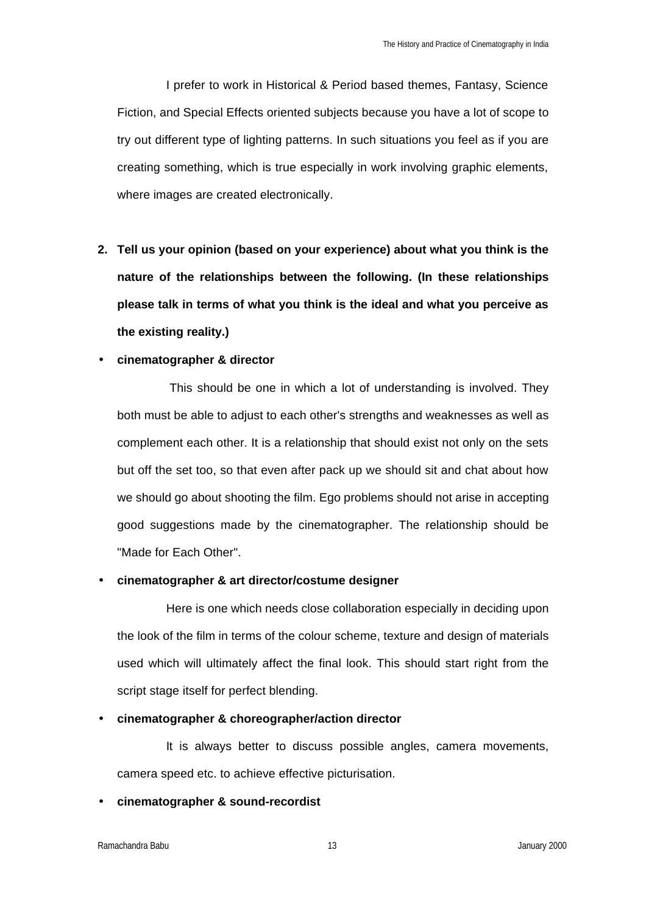I prefer to work in Historical & Period based themes, Fantasy, Science Fiction, and Special Effects oriented subjects because you have a lot of scope to try out different type of lighting patterns. In such situations you feel as if you are creating something, which is true especially in work involving graphic elements, where images are created electronically.

2. **Tell us your opinion (based on your experience) about what you think is the nature of the relationships between the following. (In these relationships please talk in terms of what you think is the ideal and what you perceive as the existing reality.)**

- **cinematographer & director**

  This should be one in which a lot of understanding is involved. They both must be able to adjust to each other's strengths and weaknesses as well as complement each other. It is a relationship that should exist not only on the sets but off the set too, so that even after pack up we should sit and chat about how we should go about shooting the film. Ego problems should not arise in accepting good suggestions made by the cinematographer. The relationship should be "Made for Each Other".

- **cinematographer & art director/costume designer**

  Here is one which needs close collaboration especially in deciding upon the look of the film in terms of the colour scheme, texture and design of materials used which will ultimately affect the final look. This should start right from the script stage itself for perfect blending.

- **cinematographer & choreographer/action director**

  It is always better to discuss possible angles, camera movements, camera speed etc. to achieve effective picturisation.

- **cinematographer & sound-recordist**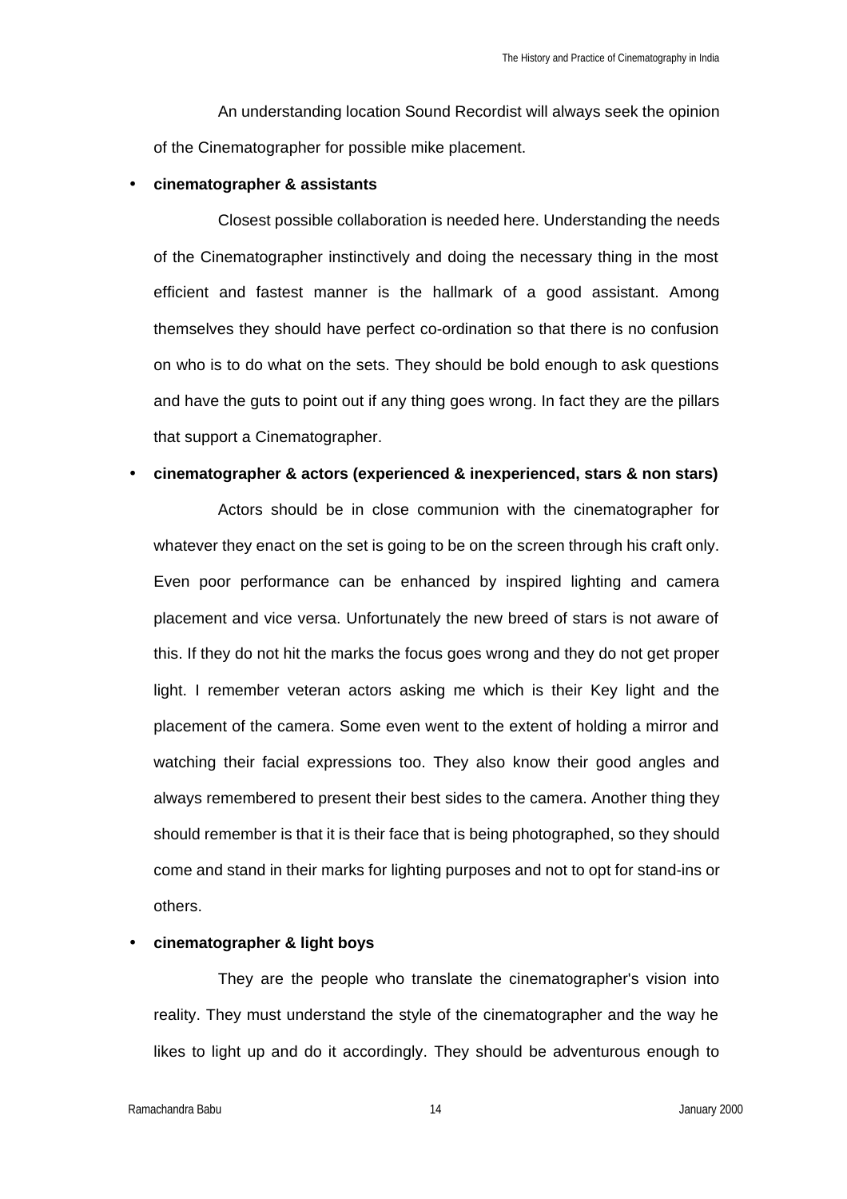An understanding location Sound Recordist will always seek the opinion of the Cinematographer for possible mike placement.

- **cinematographer & assistants**

Closest possible collaboration is needed here. Understanding the needs of the Cinematographer instinctively and doing the necessary thing in the most efficient and fastest manner is the hallmark of a good assistant. Among themselves they should have perfect co-ordination so that there is no confusion on who is to do what on the sets. They should be bold enough to ask questions and have the guts to point out if any thing goes wrong. In fact they are the pillars that support a Cinematographer.

- **cinematographer & actors (experienced & inexperienced, stars & non stars)**

Actors should be in close communion with the cinematographer for whatever they enact on the set is going to be on the screen through his craft only. Even poor performance can be enhanced by inspired lighting and camera placement and vice versa. Unfortunately the new breed of stars is not aware of this. If they do not hit the marks the focus goes wrong and they do not get proper light. I remember veteran actors asking me which is their Key light and the placement of the camera. Some even went to the extent of holding a mirror and watching their facial expressions too. They also know their good angles and always remembered to present their best sides to the camera. Another thing they should remember is that it is their face that is being photographed, so they should come and stand in their marks for lighting purposes and not to opt for stand-ins or others.

- **cinematographer & light boys**

They are the people who translate the cinematographer's vision into reality. They must understand the style of the cinematographer and the way he likes to light up and do it accordingly. They should be adventurous enough to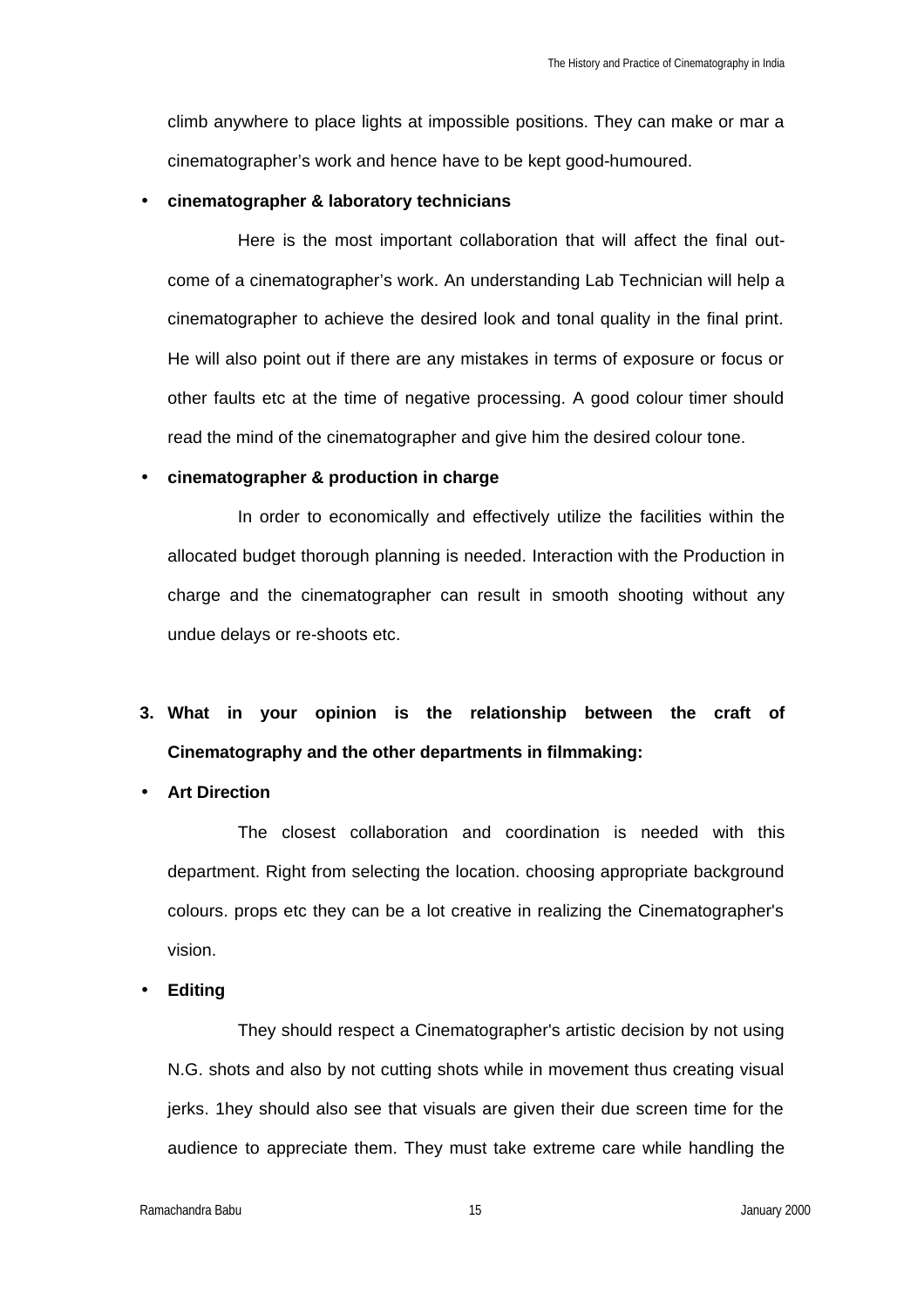climb anywhere to place lights at impossible positions. They can make or mar a cinematographer's work and hence have to be kept good-humoured.

- **cinematographer & laboratory technicians**

  Here is the most important collaboration that will affect the final out-come of a cinematographer's work. An understanding Lab Technician will help a cinematographer to achieve the desired look and tonal quality in the final print. He will also point out if there are any mistakes in terms of exposure or focus or other faults etc at the time of negative processing. A good colour timer should read the mind of the cinematographer and give him the desired colour tone.

- **cinematographer & production in charge**

  In order to economically and effectively utilize the facilities within the allocated budget thorough planning is needed. Interaction with the Production in charge and the cinematographer can result in smooth shooting without any undue delays or re-shoots etc.

**3. What in your opinion is the relationship between the craft of Cinematography and the other departments in filmmaking:**

- **Art Direction**

  The closest collaboration and coordination is needed with this department. Right from selecting the location. choosing appropriate background colours. props etc they can be a lot creative in realizing the Cinematographer's vision.

- **Editing**

  They should respect a Cinematographer's artistic decision by not using N.G. shots and also by not cutting shots while in movement thus creating visual jerks. 1hey should also see that visuals are given their due screen time for the audience to appreciate them. They must take extreme care while handling the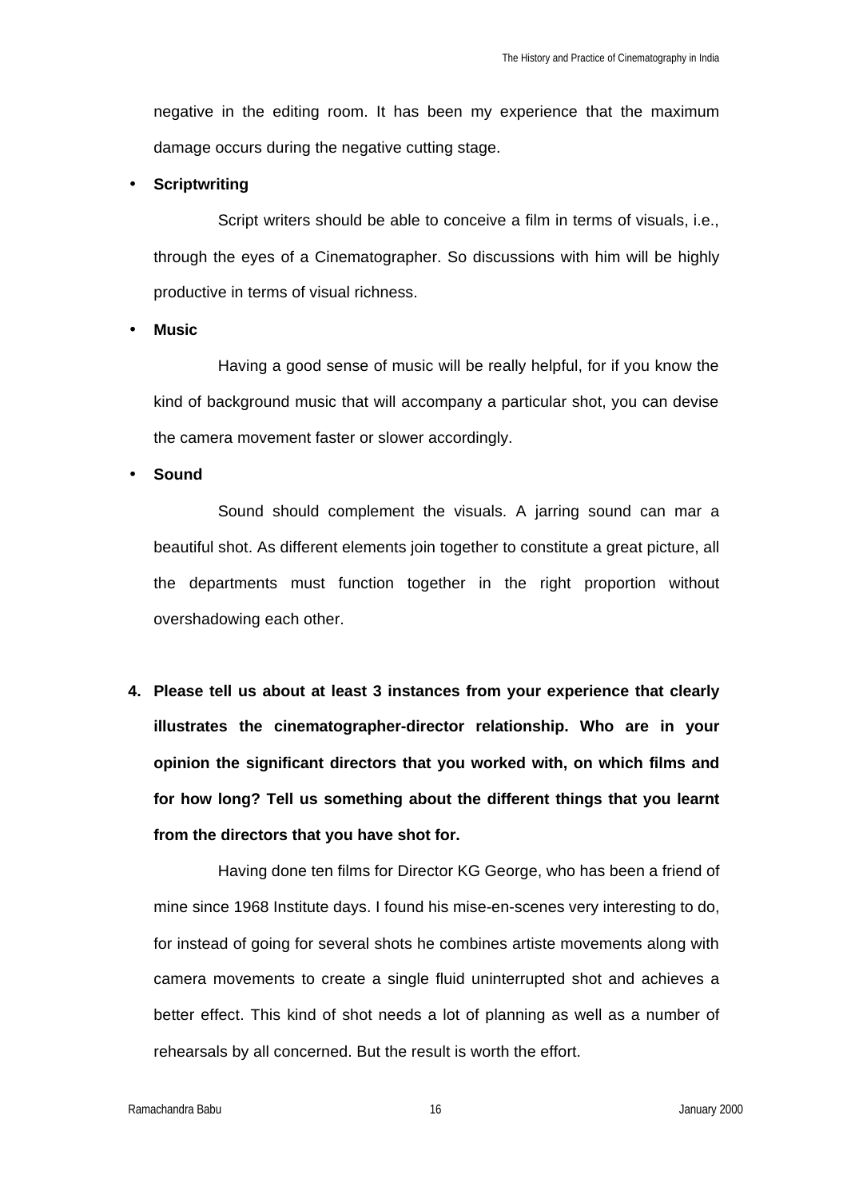negative in the editing room. It has been my experience that the maximum damage occurs during the negative cutting stage.

- **Scriptwriting**

  Script writers should be able to conceive a film in terms of visuals, i.e., through the eyes of a Cinematographer. So discussions with him will be highly productive in terms of visual richness.

- **Music**

  Having a good sense of music will be really helpful, for if you know the kind of background music that will accompany a particular shot, you can devise the camera movement faster or slower accordingly.

- **Sound**

  Sound should complement the visuals. A jarring sound can mar a beautiful shot. As different elements join together to constitute a great picture, all the departments must function together in the right proportion without overshadowing each other.

**4. Please tell us about at least 3 instances from your experience that clearly illustrates the cinematographer-director relationship. Who are in your opinion the significant directors that you worked with, on which films and for how long? Tell us something about the different things that you learnt from the directors that you have shot for.**

Having done ten films for Director KG George, who has been a friend of mine since 1968 Institute days. I found his mise-en-scenes very interesting to do, for instead of going for several shots he combines artiste movements along with camera movements to create a single fluid uninterrupted shot and achieves a better effect. This kind of shot needs a lot of planning as well as a number of rehearsals by all concerned. But the result is worth the effort.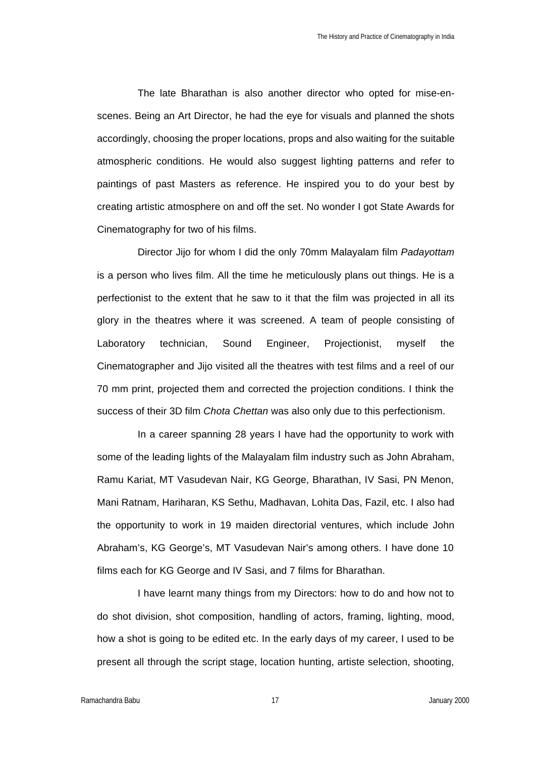The late Bharathan is also another director who opted for mise-en-scenes. Being an Art Director, he had the eye for visuals and planned the shots accordingly, choosing the proper locations, props and also waiting for the suitable atmospheric conditions. He would also suggest lighting patterns and refer to paintings of past Masters as reference. He inspired you to do your best by creating artistic atmosphere on and off the set. No wonder I got State Awards for Cinematography for two of his films.

Director Jijo for whom I did the only 70mm Malayalam film *Padayottam* is a person who lives film. All the time he meticulously plans out things. He is a perfectionist to the extent that he saw to it that the film was projected in all its glory in the theatres where it was screened. A team of people consisting of Laboratory technician, Sound Engineer, Projectionist, myself the Cinematographer and Jijo visited all the theatres with test films and a reel of our 70 mm print, projected them and corrected the projection conditions. I think the success of their 3D film *Chota Chettan* was also only due to this perfectionism.

In a career spanning 28 years I have had the opportunity to work with some of the leading lights of the Malayalam film industry such as John Abraham, Ramu Kariat, MT Vasudevan Nair, KG George, Bharathan, IV Sasi, PN Menon, Mani Ratnam, Hariharan, KS Sethu, Madhavan, Lohita Das, Fazil, etc. I also had the opportunity to work in 19 maiden directorial ventures, which include John Abraham's, KG George's, MT Vasudevan Nair's among others. I have done 10 films each for KG George and IV Sasi, and 7 films for Bharathan.

I have learnt many things from my Directors: how to do and how not to do shot division, shot composition, handling of actors, framing, lighting, mood, how a shot is going to be edited etc. In the early days of my career, I used to be present all through the script stage, location hunting, artiste selection, shooting,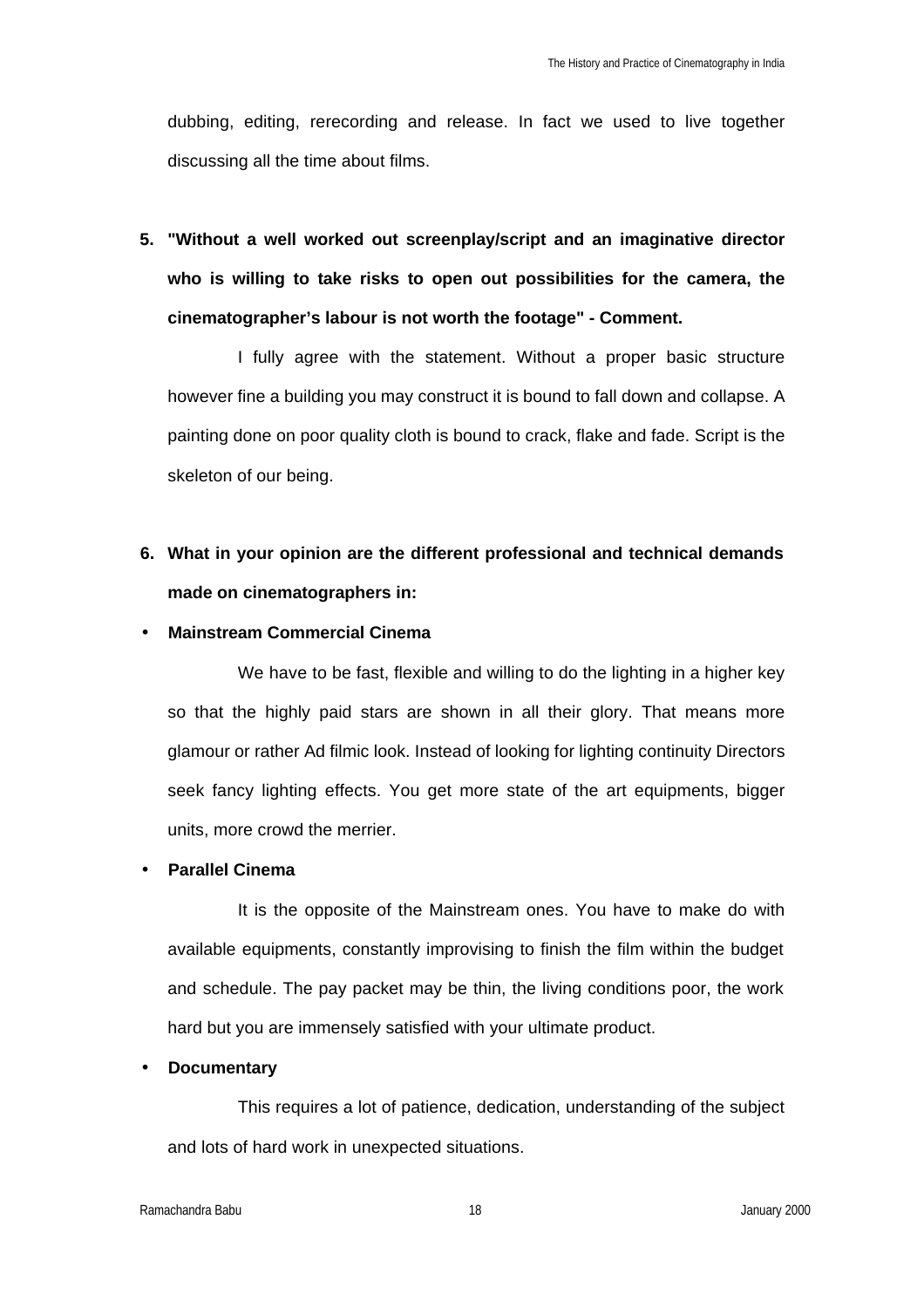dubbing, editing, rerecording and release. In fact we used to live together discussing all the time about films.

**5. "Without a well worked out screenplay/script and an imaginative director who is willing to take risks to open out possibilities for the camera, the cinematographer's labour is not worth the footage" - Comment.**

I fully agree with the statement. Without a proper basic structure however fine a building you may construct it is bound to fall down and collapse. A painting done on poor quality cloth is bound to crack, flake and fade. Script is the skeleton of our being.

**6. What in your opinion are the different professional and technical demands made on cinematographers in:**

- **Mainstream Commercial Cinema**

We have to be fast, flexible and willing to do the lighting in a higher key so that the highly paid stars are shown in all their glory. That means more glamour or rather Ad filmic look. Instead of looking for lighting continuity Directors seek fancy lighting effects. You get more state of the art equipments, bigger units, more crowd the merrier.

- **Parallel Cinema**

It is the opposite of the Mainstream ones. You have to make do with available equipments, constantly improvising to finish the film within the budget and schedule. The pay packet may be thin, the living conditions poor, the work hard but you are immensely satisfied with your ultimate product.

- **Documentary**

This requires a lot of patience, dedication, understanding of the subject and lots of hard work in unexpected situations.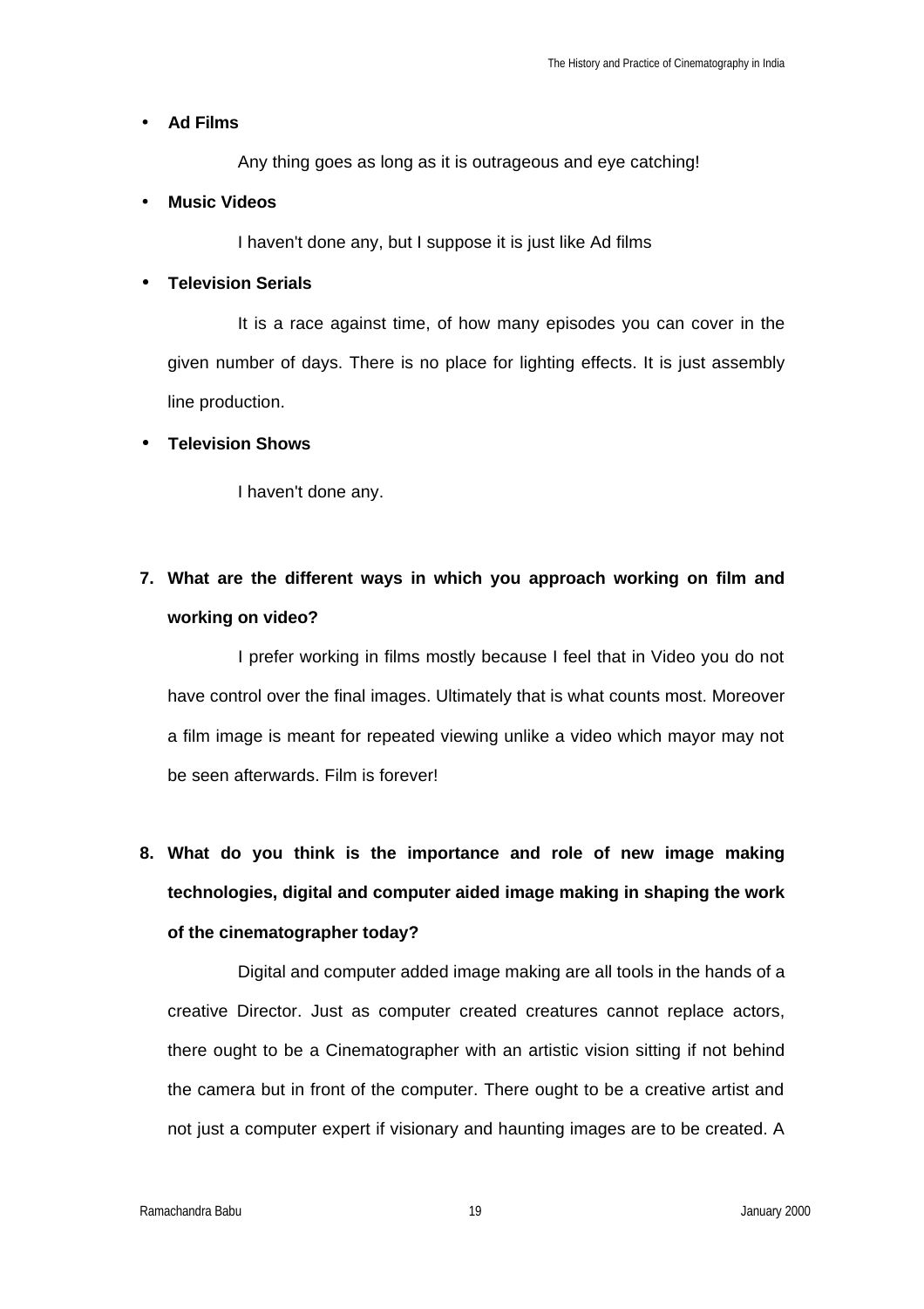- **Ad Films**

  Any thing goes as long as it is outrageous and eye catching!

- **Music Videos**

  I haven't done any, but I suppose it is just like Ad films

- **Television Serials**

  It is a race against time, of how many episodes you can cover in the given number of days. There is no place for lighting effects. It is just assembly line production.

- **Television Shows**

  I haven't done any.

**7. What are the different ways in which you approach working on film and working on video?**

I prefer working in films mostly because I feel that in Video you do not have control over the final images. Ultimately that is what counts most. Moreover a film image is meant for repeated viewing unlike a video which mayor may not be seen afterwards. Film is forever!

**8. What do you think is the importance and role of new image making technologies, digital and computer aided image making in shaping the work of the cinematographer today?**

Digital and computer added image making are all tools in the hands of a creative Director. Just as computer created creatures cannot replace actors, there ought to be a Cinematographer with an artistic vision sitting if not behind the camera but in front of the computer. There ought to be a creative artist and not just a computer expert if visionary and haunting images are to be created. A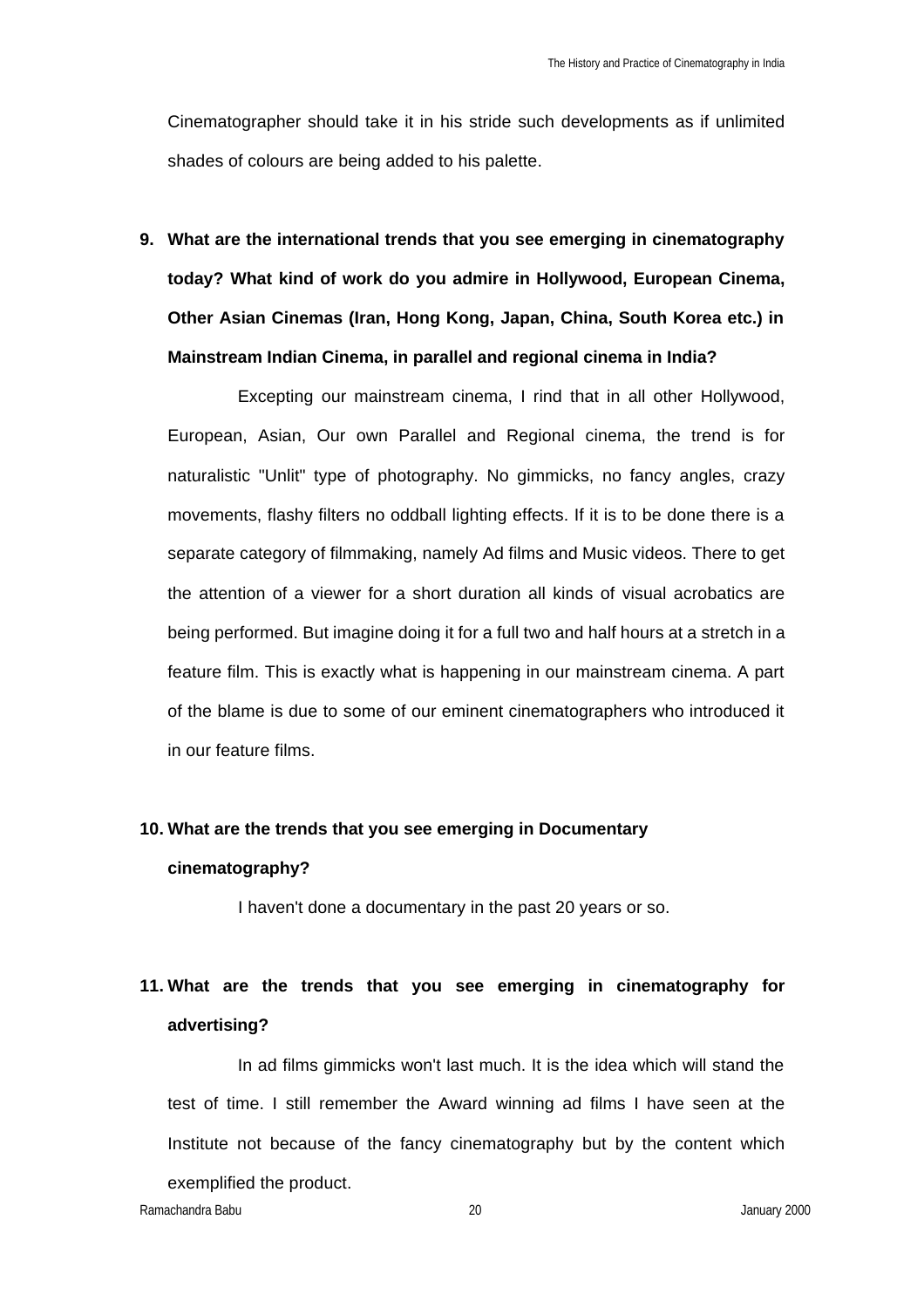Cinematographer should take it in his stride such developments as if unlimited shades of colours are being added to his palette.

**9. What are the international trends that you see emerging in cinematography today? What kind of work do you admire in Hollywood, European Cinema, Other Asian Cinemas (Iran, Hong Kong, Japan, China, South Korea etc.) in Mainstream Indian Cinema, in parallel and regional cinema in India?**

Excepting our mainstream cinema, I rind that in all other Hollywood, European, Asian, Our own Parallel and Regional cinema, the trend is for naturalistic "Unlit" type of photography. No gimmicks, no fancy angles, crazy movements, flashy filters no oddball lighting effects. If it is to be done there is a separate category of filmmaking, namely Ad films and Music videos. There to get the attention of a viewer for a short duration all kinds of visual acrobatics are being performed. But imagine doing it for a full two and half hours at a stretch in a feature film. This is exactly what is happening in our mainstream cinema. A part of the blame is due to some of our eminent cinematographers who introduced it in our feature films.

**10. What are the trends that you see emerging in Documentary cinematography?**

I haven't done a documentary in the past 20 years or so.

**11. What are the trends that you see emerging in cinematography for advertising?**

In ad films gimmicks won't last much. It is the idea which will stand the test of time. I still remember the Award winning ad films I have seen at the Institute not because of the fancy cinematography but by the content which exemplified the product.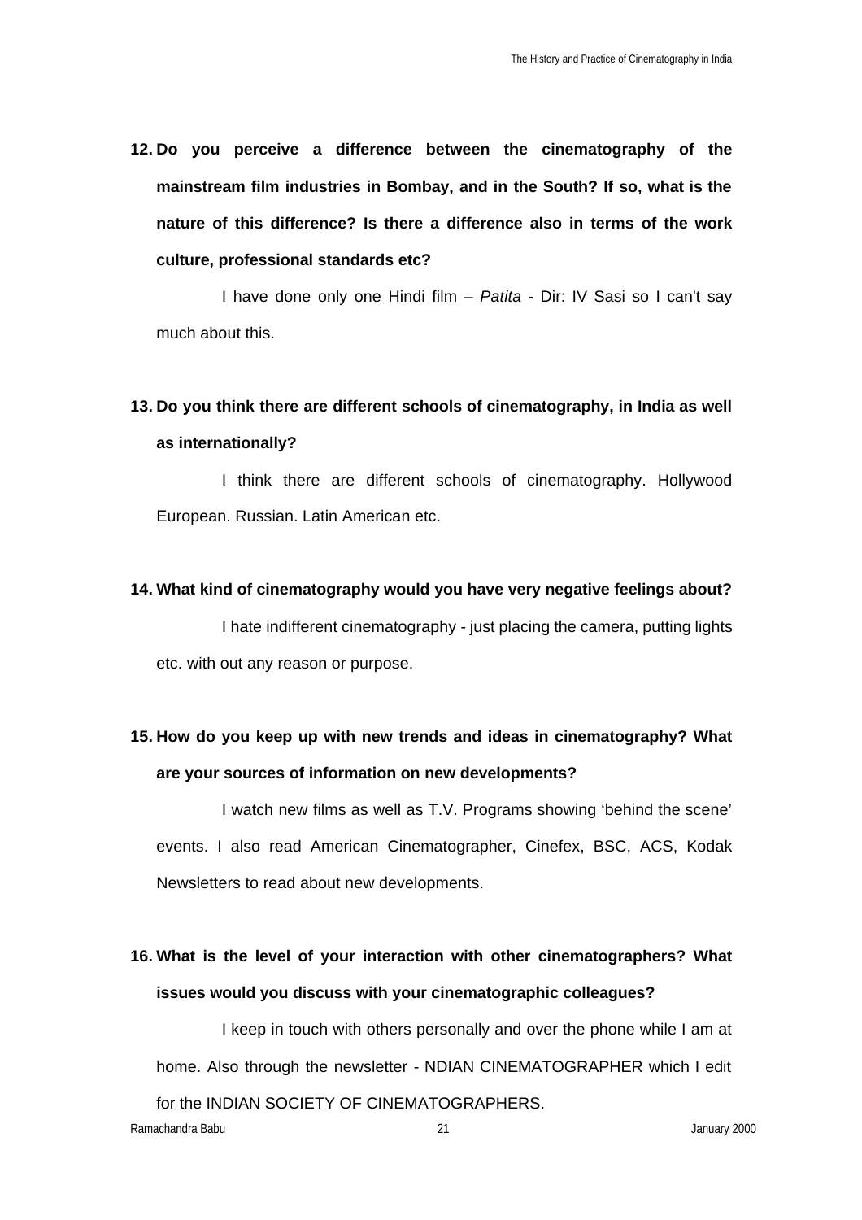**12. Do you perceive a difference between the cinematography of the mainstream film industries in Bombay, and in the South? If so, what is the nature of this difference? Is there a difference also in terms of the work culture, professional standards etc?**

I have done only one Hindi film – *Patita* - Dir: IV Sasi so I can't say much about this.

**13. Do you think there are different schools of cinematography, in India as well as internationally?**

I think there are different schools of cinematography. Hollywood European. Russian. Latin American etc.

**14. What kind of cinematography would you have very negative feelings about?**

I hate indifferent cinematography - just placing the camera, putting lights etc. with out any reason or purpose.

**15. How do you keep up with new trends and ideas in cinematography? What are your sources of information on new developments?**

I watch new films as well as T.V. Programs showing 'behind the scene' events. I also read American Cinematographer, Cinefex, BSC, ACS, Kodak Newsletters to read about new developments.

**16. What is the level of your interaction with other cinematographers? What issues would you discuss with your cinematographic colleagues?**

I keep in touch with others personally and over the phone while I am at home. Also through the newsletter - NDIAN CINEMATOGRAPHER which I edit for the INDIAN SOCIETY OF CINEMATOGRAPHERS.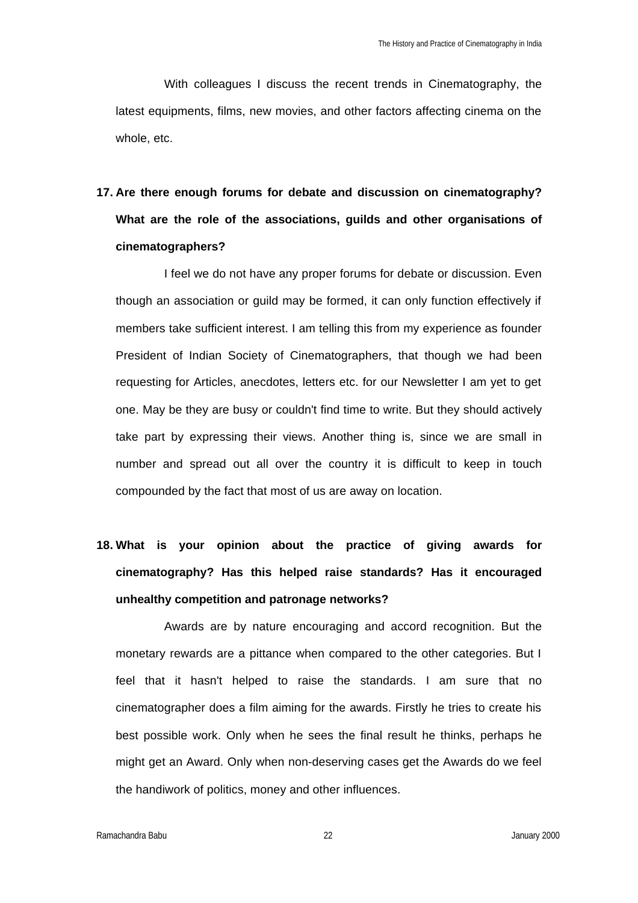With colleagues I discuss the recent trends in Cinematography, the latest equipments, films, new movies, and other factors affecting cinema on the whole, etc.

**17. Are there enough forums for debate and discussion on cinematography? What are the role of the associations, guilds and other organisations of cinematographers?**

I feel we do not have any proper forums for debate or discussion. Even though an association or guild may be formed, it can only function effectively if members take sufficient interest. I am telling this from my experience as founder President of Indian Society of Cinematographers, that though we had been requesting for Articles, anecdotes, letters etc. for our Newsletter I am yet to get one. May be they are busy or couldn't find time to write. But they should actively take part by expressing their views. Another thing is, since we are small in number and spread out all over the country it is difficult to keep in touch compounded by the fact that most of us are away on location.

**18. What is your opinion about the practice of giving awards for cinematography? Has this helped raise standards? Has it encouraged unhealthy competition and patronage networks?**

Awards are by nature encouraging and accord recognition. But the monetary rewards are a pittance when compared to the other categories. But I feel that it hasn't helped to raise the standards. I am sure that no cinematographer does a film aiming for the awards. Firstly he tries to create his best possible work. Only when he sees the final result he thinks, perhaps he might get an Award. Only when non-deserving cases get the Awards do we feel the handiwork of politics, money and other influences.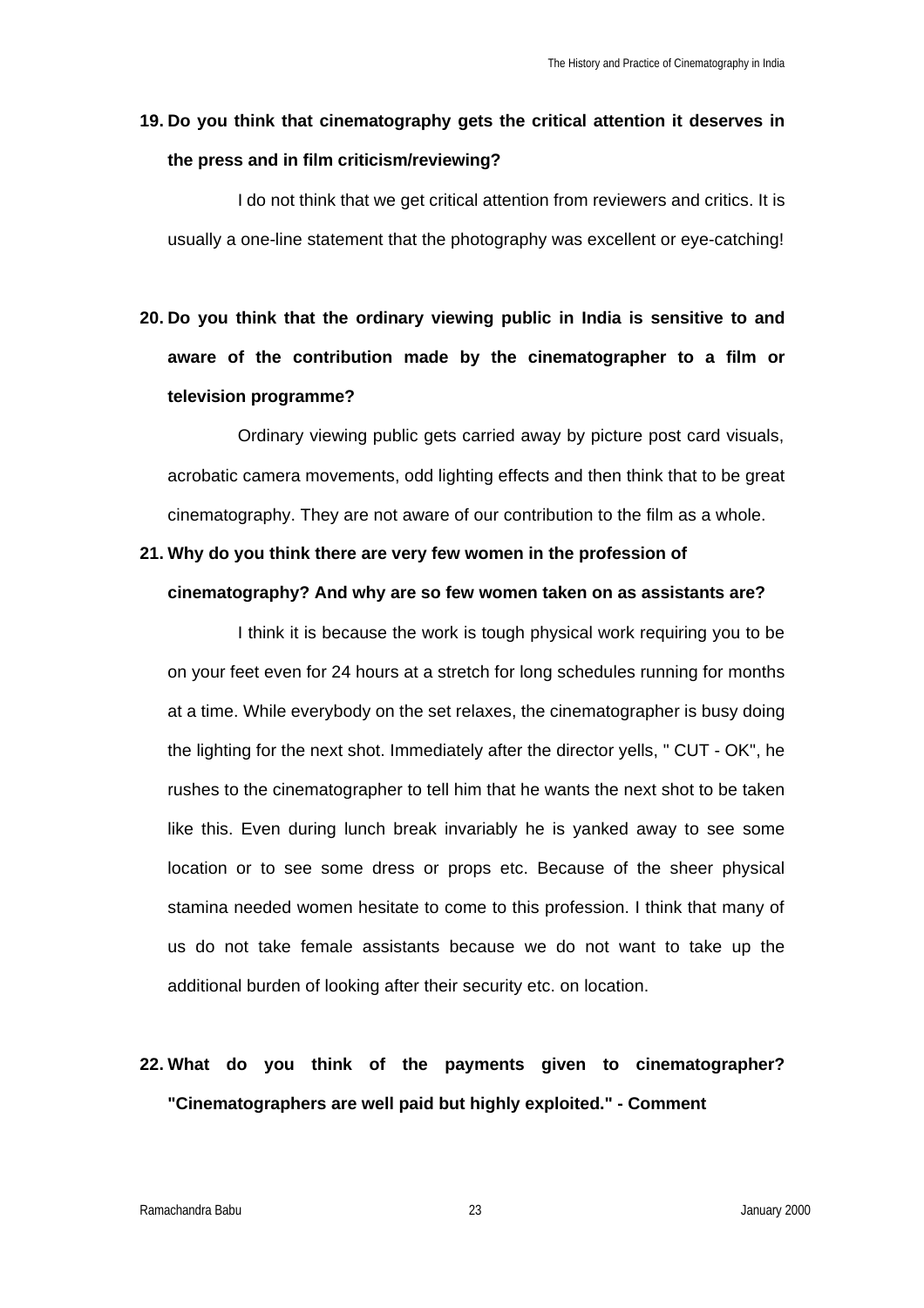**19. Do you think that cinematography gets the critical attention it deserves in the press and in film criticism/reviewing?**

I do not think that we get critical attention from reviewers and critics. It is usually a one-line statement that the photography was excellent or eye-catching!

**20. Do you think that the ordinary viewing public in India is sensitive to and aware of the contribution made by the cinematographer to a film or television programme?**

Ordinary viewing public gets carried away by picture post card visuals, acrobatic camera movements, odd lighting effects and then think that to be great cinematography. They are not aware of our contribution to the film as a whole.

**21. Why do you think there are very few women in the profession of cinematography? And why are so few women taken on as assistants are?**

I think it is because the work is tough physical work requiring you to be on your feet even for 24 hours at a stretch for long schedules running for months at a time. While everybody on the set relaxes, the cinematographer is busy doing the lighting for the next shot. Immediately after the director yells, " CUT - OK", he rushes to the cinematographer to tell him that he wants the next shot to be taken like this. Even during lunch break invariably he is yanked away to see some location or to see some dress or props etc. Because of the sheer physical stamina needed women hesitate to come to this profession. I think that many of us do not take female assistants because we do not want to take up the additional burden of looking after their security etc. on location.

**22. What do you think of the payments given to cinematographer? "Cinematographers are well paid but highly exploited." - Comment**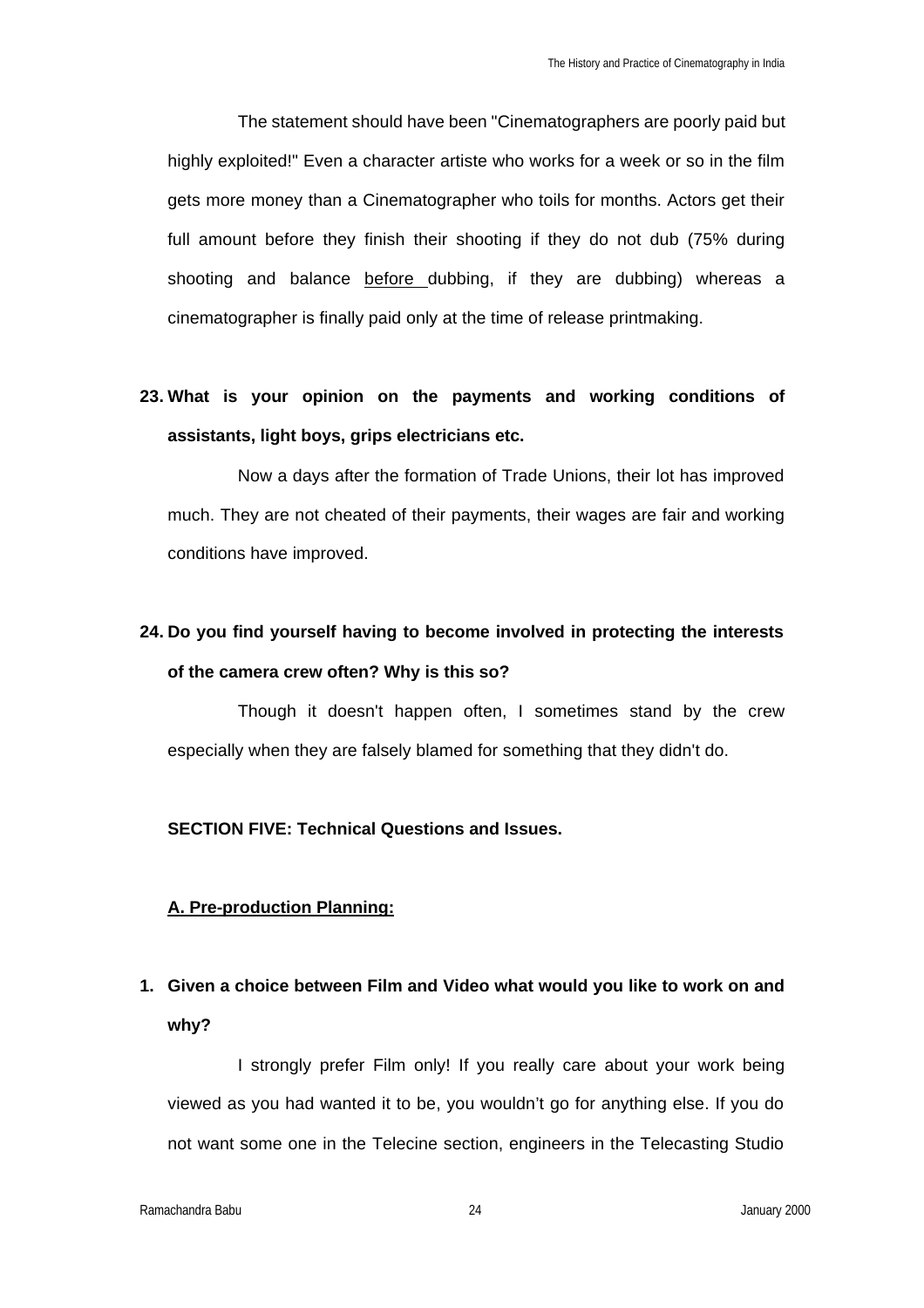The statement should have been "Cinematographers are poorly paid but highly exploited!" Even a character artiste who works for a week or so in the film gets more money than a Cinematographer who toils for months. Actors get their full amount before they finish their shooting if they do not dub (75% during shooting and balance <u>before</u> dubbing, if they are dubbing) whereas a cinematographer is finally paid only at the time of release printmaking.

**23. What is your opinion on the payments and working conditions of assistants, light boys, grips electricians etc.**

Now a days after the formation of Trade Unions, their lot has improved much. They are not cheated of their payments, their wages are fair and working conditions have improved.

**24. Do you find yourself having to become involved in protecting the interests of the camera crew often? Why is this so?**

Though it doesn't happen often, I sometimes stand by the crew especially when they are falsely blamed for something that they didn't do.

## SECTION FIVE: Technical Questions and Issues.

### <u>A. Pre-production Planning:</u>

**1. Given a choice between Film and Video what would you like to work on and why?**

I strongly prefer Film only! If you really care about your work being viewed as you had wanted it to be, you wouldn't go for anything else. If you do not want some one in the Telecine section, engineers in the Telecasting Studio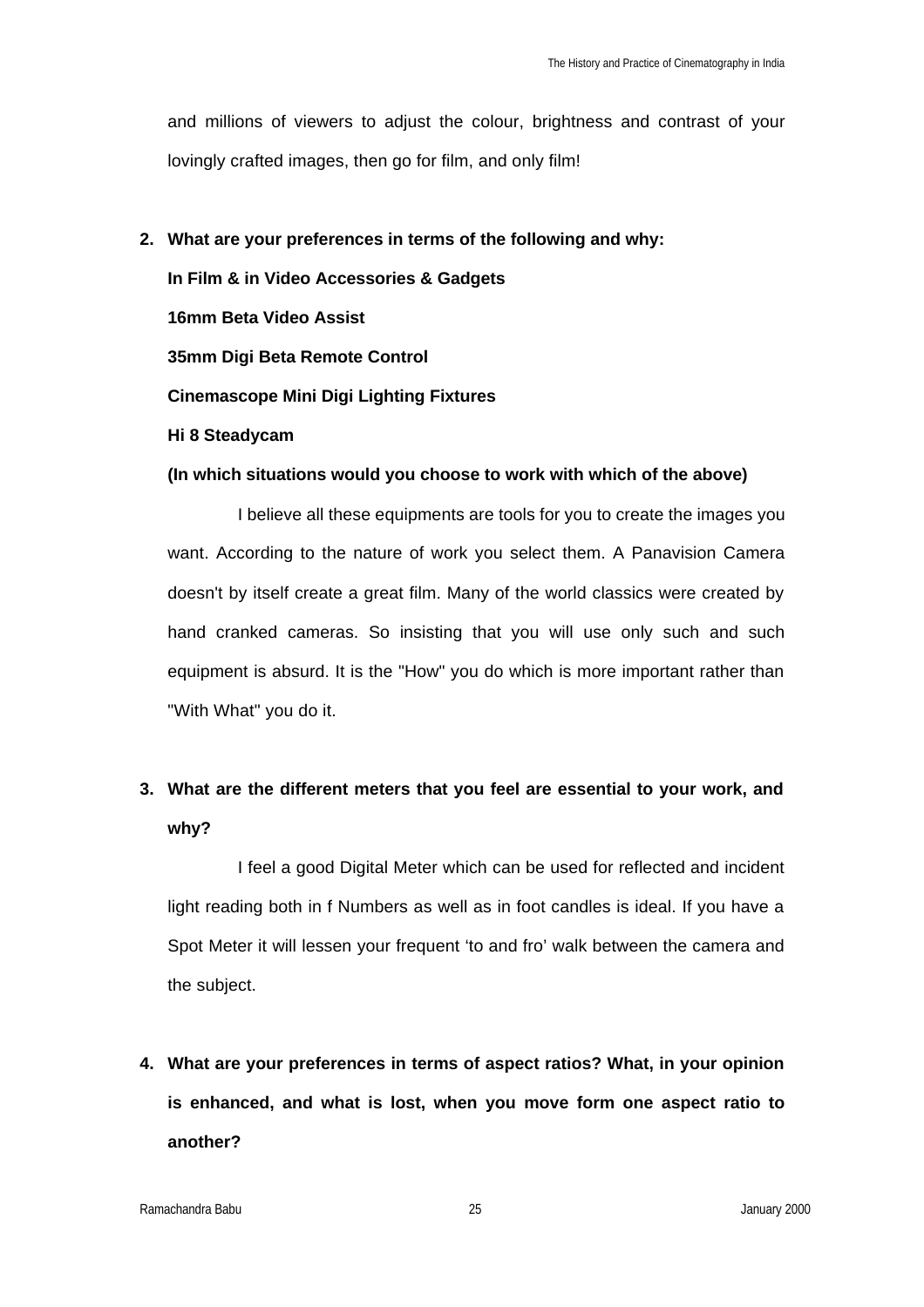and millions of viewers to adjust the colour, brightness and contrast of your lovingly crafted images, then go for film, and only film!

**2. What are your preferences in terms of the following and why:**

**In Film & in Video Accessories & Gadgets**

**16mm Beta Video Assist**

**35mm Digi Beta Remote Control**

**Cinemascope Mini Digi Lighting Fixtures**

**Hi 8 Steadycam**

**(In which situations would you choose to work with which of the above)**

I believe all these equipments are tools for you to create the images you want. According to the nature of work you select them. A Panavision Camera doesn't by itself create a great film. Many of the world classics were created by hand cranked cameras. So insisting that you will use only such and such equipment is absurd. It is the "How" you do which is more important rather than "With What" you do it.

**3. What are the different meters that you feel are essential to your work, and why?**

I feel a good Digital Meter which can be used for reflected and incident light reading both in f Numbers as well as in foot candles is ideal. If you have a Spot Meter it will lessen your frequent 'to and fro' walk between the camera and the subject.

**4. What are your preferences in terms of aspect ratios? What, in your opinion is enhanced, and what is lost, when you move form one aspect ratio to another?**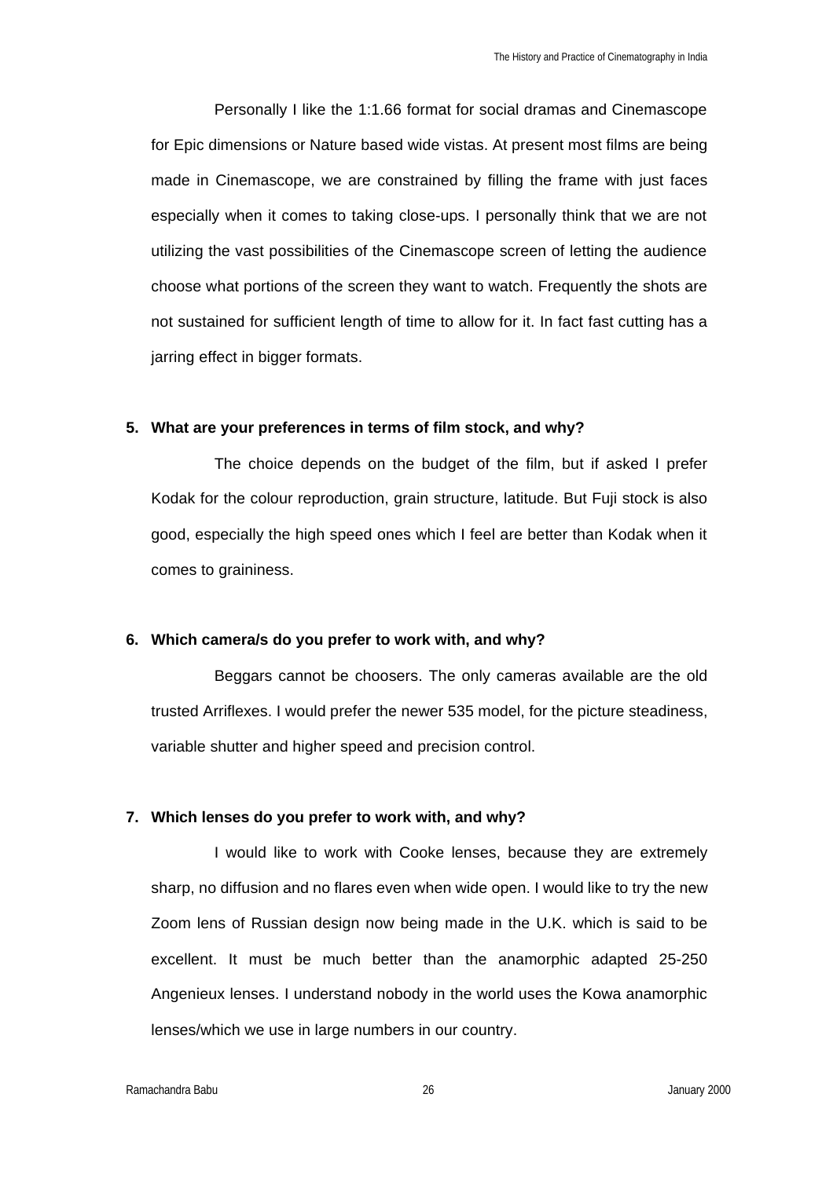Personally I like the 1:1.66 format for social dramas and Cinemascope for Epic dimensions or Nature based wide vistas. At present most films are being made in Cinemascope, we are constrained by filling the frame with just faces especially when it comes to taking close-ups. I personally think that we are not utilizing the vast possibilities of the Cinemascope screen of letting the audience choose what portions of the screen they want to watch. Frequently the shots are not sustained for sufficient length of time to allow for it. In fact fast cutting has a jarring effect in bigger formats.

**5. What are your preferences in terms of film stock, and why?**

The choice depends on the budget of the film, but if asked I prefer Kodak for the colour reproduction, grain structure, latitude. But Fuji stock is also good, especially the high speed ones which I feel are better than Kodak when it comes to graininess.

**6. Which camera/s do you prefer to work with, and why?**

Beggars cannot be choosers. The only cameras available are the old trusted Arriflexes. I would prefer the newer 535 model, for the picture steadiness, variable shutter and higher speed and precision control.

**7. Which lenses do you prefer to work with, and why?**

I would like to work with Cooke lenses, because they are extremely sharp, no diffusion and no flares even when wide open. I would like to try the new Zoom lens of Russian design now being made in the U.K. which is said to be excellent. It must be much better than the anamorphic adapted 25-250 Angenieux lenses. I understand nobody in the world uses the Kowa anamorphic lenses/which we use in large numbers in our country.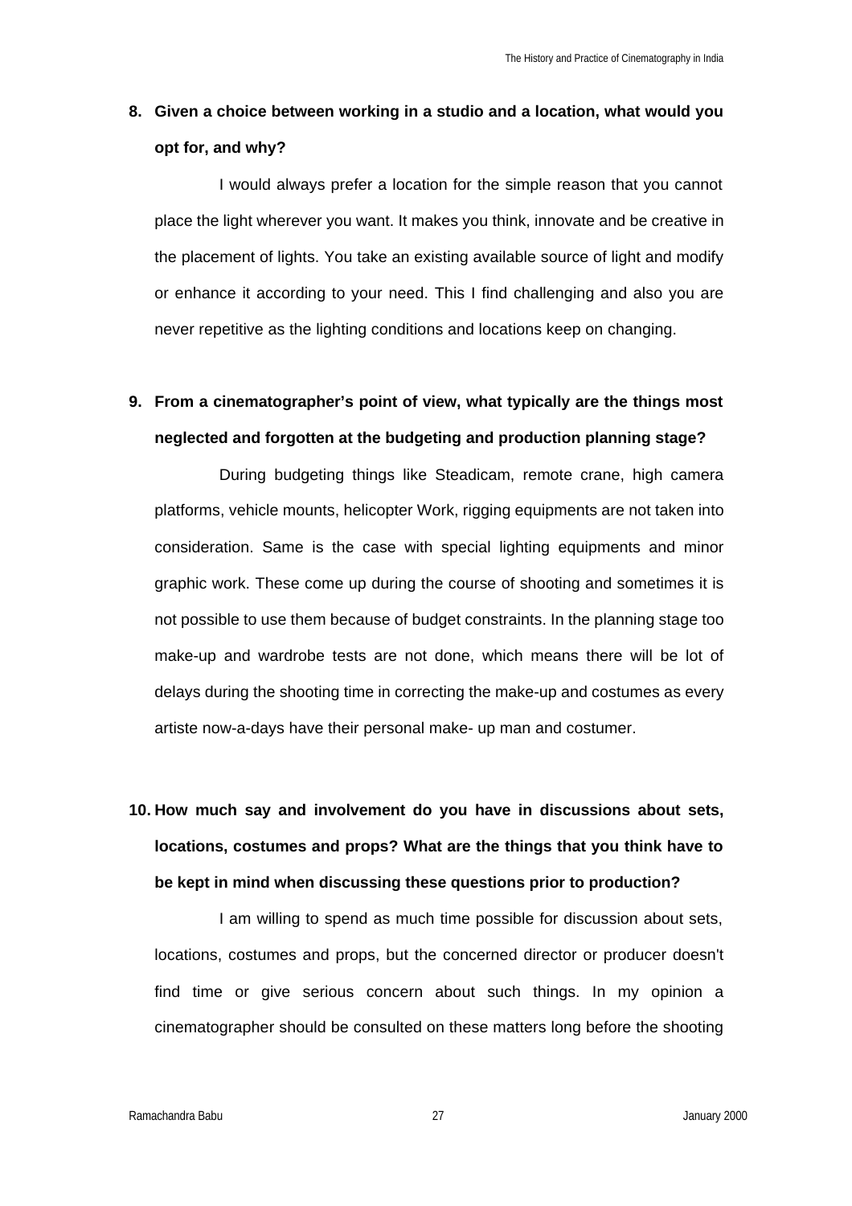**8. Given a choice between working in a studio and a location, what would you opt for, and why?**

I would always prefer a location for the simple reason that you cannot place the light wherever you want. It makes you think, innovate and be creative in the placement of lights. You take an existing available source of light and modify or enhance it according to your need. This I find challenging and also you are never repetitive as the lighting conditions and locations keep on changing.

**9. From a cinematographer's point of view, what typically are the things most neglected and forgotten at the budgeting and production planning stage?**

During budgeting things like Steadicam, remote crane, high camera platforms, vehicle mounts, helicopter Work, rigging equipments are not taken into consideration. Same is the case with special lighting equipments and minor graphic work. These come up during the course of shooting and sometimes it is not possible to use them because of budget constraints. In the planning stage too make-up and wardrobe tests are not done, which means there will be lot of delays during the shooting time in correcting the make-up and costumes as every artiste now-a-days have their personal make- up man and costumer.

**10. How much say and involvement do you have in discussions about sets, locations, costumes and props? What are the things that you think have to be kept in mind when discussing these questions prior to production?**

I am willing to spend as much time possible for discussion about sets, locations, costumes and props, but the concerned director or producer doesn't find time or give serious concern about such things. In my opinion a cinematographer should be consulted on these matters long before the shooting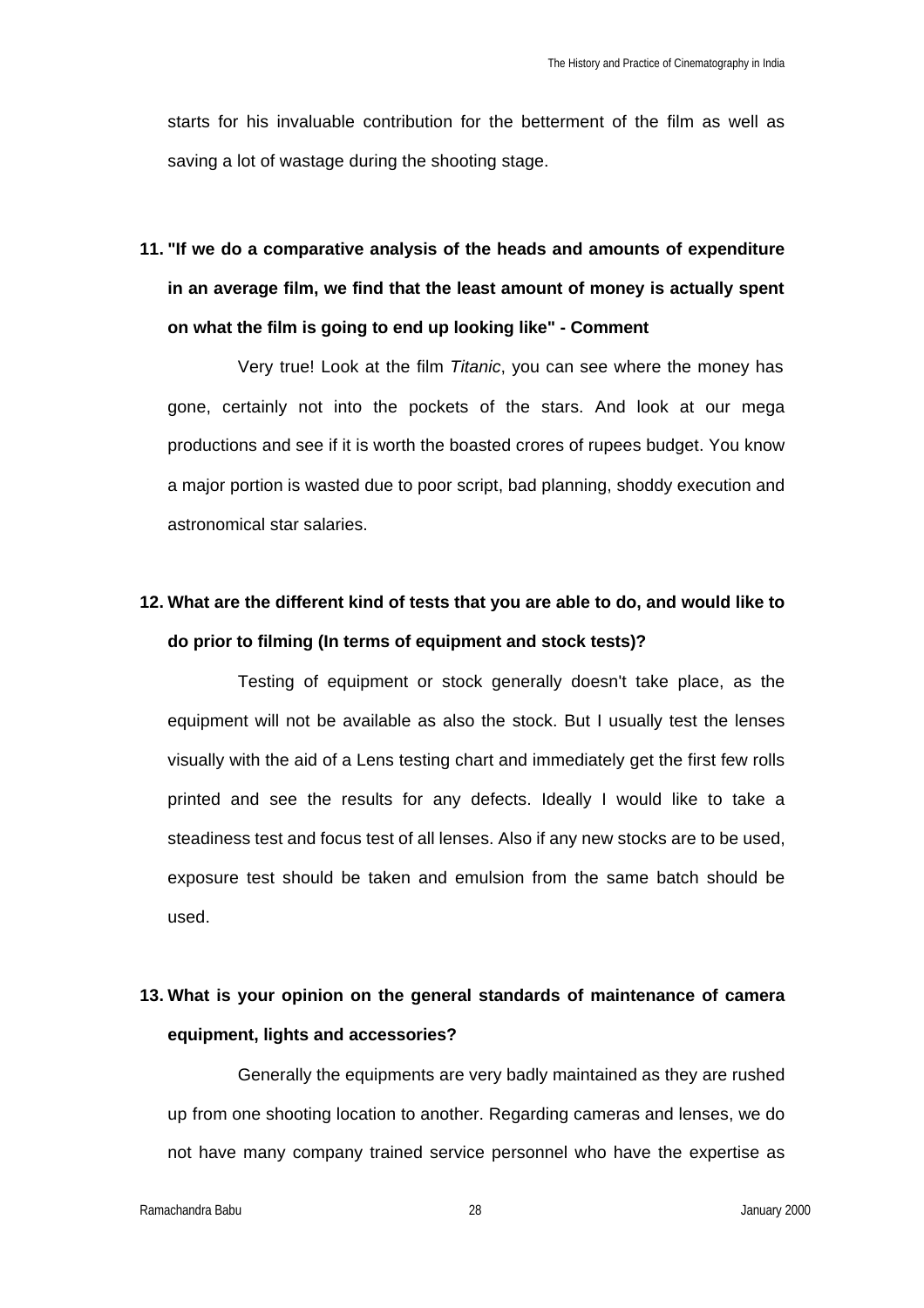starts for his invaluable contribution for the betterment of the film as well as saving a lot of wastage during the shooting stage.

**11. "If we do a comparative analysis of the heads and amounts of expenditure in an average film, we find that the least amount of money is actually spent on what the film is going to end up looking like" - Comment**

Very true! Look at the film *Titanic*, you can see where the money has gone, certainly not into the pockets of the stars. And look at our mega productions and see if it is worth the boasted crores of rupees budget. You know a major portion is wasted due to poor script, bad planning, shoddy execution and astronomical star salaries.

**12. What are the different kind of tests that you are able to do, and would like to do prior to filming (In terms of equipment and stock tests)?**

Testing of equipment or stock generally doesn't take place, as the equipment will not be available as also the stock. But I usually test the lenses visually with the aid of a Lens testing chart and immediately get the first few rolls printed and see the results for any defects. Ideally I would like to take a steadiness test and focus test of all lenses. Also if any new stocks are to be used, exposure test should be taken and emulsion from the same batch should be used.

**13. What is your opinion on the general standards of maintenance of camera equipment, lights and accessories?**

Generally the equipments are very badly maintained as they are rushed up from one shooting location to another. Regarding cameras and lenses, we do not have many company trained service personnel who have the expertise as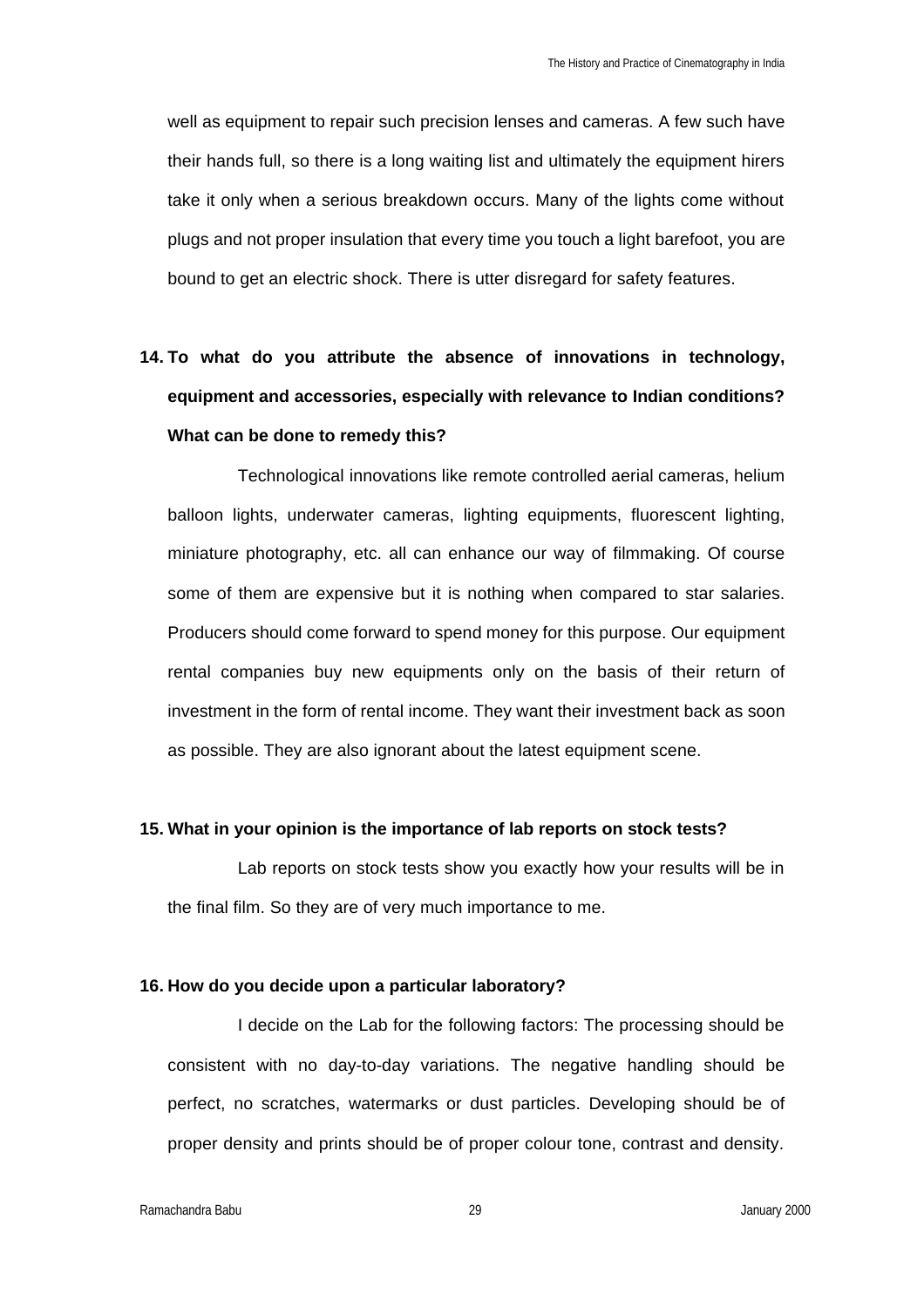well as equipment to repair such precision lenses and cameras. A few such have their hands full, so there is a long waiting list and ultimately the equipment hirers take it only when a serious breakdown occurs. Many of the lights come without plugs and not proper insulation that every time you touch a light barefoot, you are bound to get an electric shock. There is utter disregard for safety features.

**14. To what do you attribute the absence of innovations in technology, equipment and accessories, especially with relevance to Indian conditions? What can be done to remedy this?**

Technological innovations like remote controlled aerial cameras, helium balloon lights, underwater cameras, lighting equipments, fluorescent lighting, miniature photography, etc. all can enhance our way of filmmaking. Of course some of them are expensive but it is nothing when compared to star salaries. Producers should come forward to spend money for this purpose. Our equipment rental companies buy new equipments only on the basis of their return of investment in the form of rental income. They want their investment back as soon as possible. They are also ignorant about the latest equipment scene.

**15. What in your opinion is the importance of lab reports on stock tests?**

Lab reports on stock tests show you exactly how your results will be in the final film. So they are of very much importance to me.

**16. How do you decide upon a particular laboratory?**

I decide on the Lab for the following factors: The processing should be consistent with no day-to-day variations. The negative handling should be perfect, no scratches, watermarks or dust particles. Developing should be of proper density and prints should be of proper colour tone, contrast and density.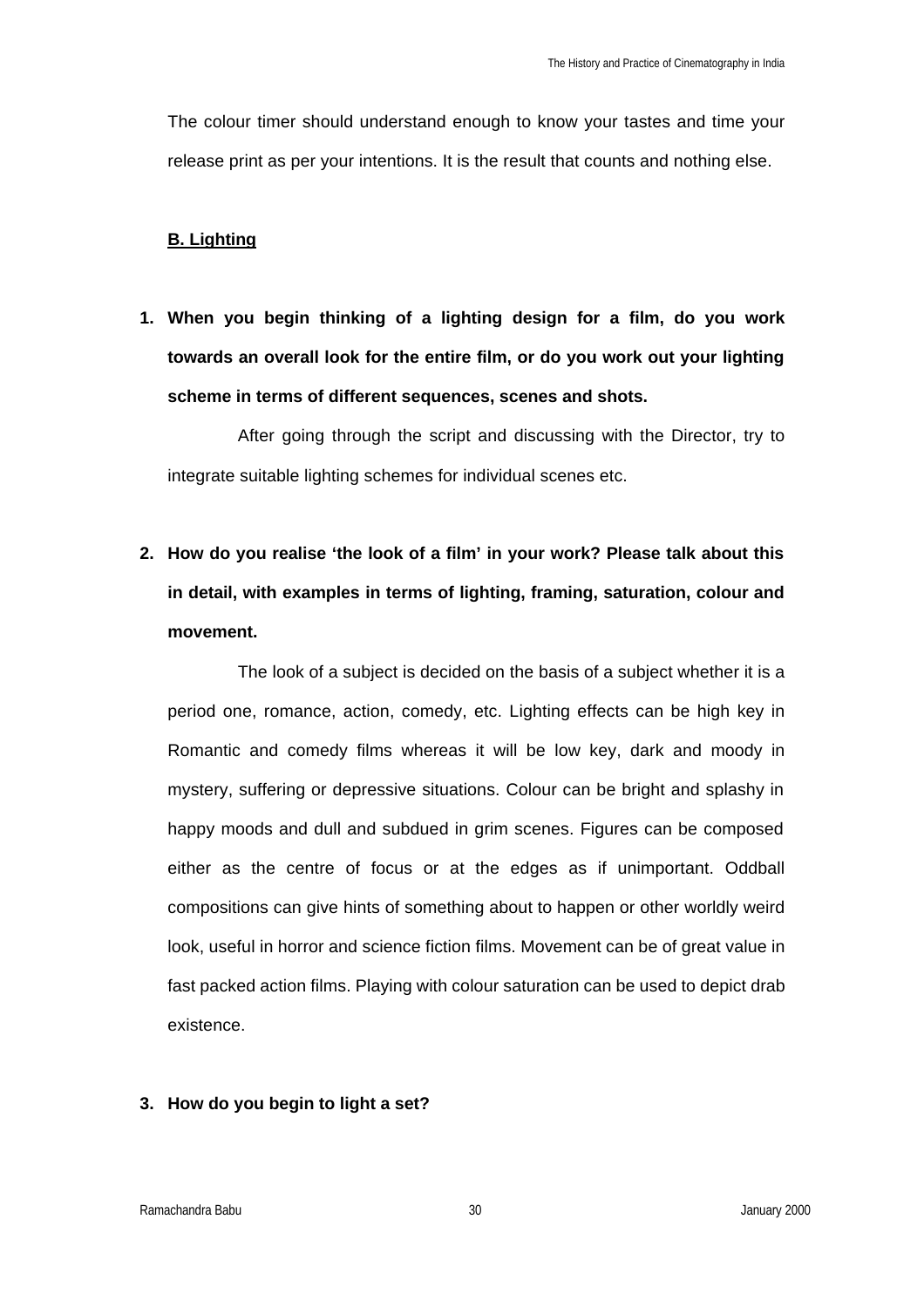The colour timer should understand enough to know your tastes and time your release print as per your intentions. It is the result that counts and nothing else.

### B. Lighting

1. **When you begin thinking of a lighting design for a film, do you work towards an overall look for the entire film, or do you work out your lighting scheme in terms of different sequences, scenes and shots.**

   After going through the script and discussing with the Director, try to integrate suitable lighting schemes for individual scenes etc.

2. **How do you realise 'the look of a film' in your work? Please talk about this in detail, with examples in terms of lighting, framing, saturation, colour and movement.**

   The look of a subject is decided on the basis of a subject whether it is a period one, romance, action, comedy, etc. Lighting effects can be high key in Romantic and comedy films whereas it will be low key, dark and moody in mystery, suffering or depressive situations. Colour can be bright and splashy in happy moods and dull and subdued in grim scenes. Figures can be composed either as the centre of focus or at the edges as if unimportant. Oddball compositions can give hints of something about to happen or other worldly weird look, useful in horror and science fiction films. Movement can be of great value in fast packed action films. Playing with colour saturation can be used to depict drab existence.

3. **How do you begin to light a set?**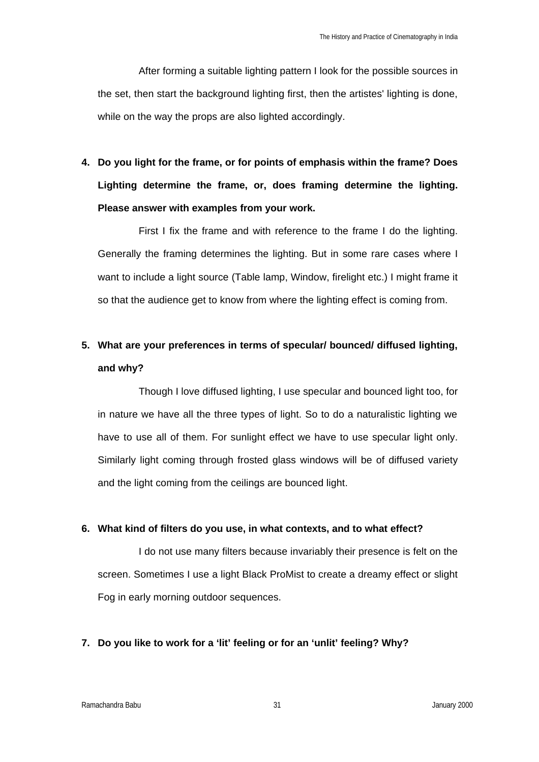After forming a suitable lighting pattern I look for the possible sources in the set, then start the background lighting first, then the artistes' lighting is done, while on the way the props are also lighted accordingly.

4. **Do you light for the frame, or for points of emphasis within the frame? Does Lighting determine the frame, or, does framing determine the lighting. Please answer with examples from your work.**

   First I fix the frame and with reference to the frame I do the lighting. Generally the framing determines the lighting. But in some rare cases where I want to include a light source (Table lamp, Window, firelight etc.) I might frame it so that the audience get to know from where the lighting effect is coming from.

5. **What are your preferences in terms of specular/ bounced/ diffused lighting, and why?**

   Though I love diffused lighting, I use specular and bounced light too, for in nature we have all the three types of light. So to do a naturalistic lighting we have to use all of them. For sunlight effect we have to use specular light only. Similarly light coming through frosted glass windows will be of diffused variety and the light coming from the ceilings are bounced light.

6. **What kind of filters do you use, in what contexts, and to what effect?**

   I do not use many filters because invariably their presence is felt on the screen. Sometimes I use a light Black ProMist to create a dreamy effect or slight Fog in early morning outdoor sequences.

7. **Do you like to work for a 'lit' feeling or for an 'unlit' feeling? Why?**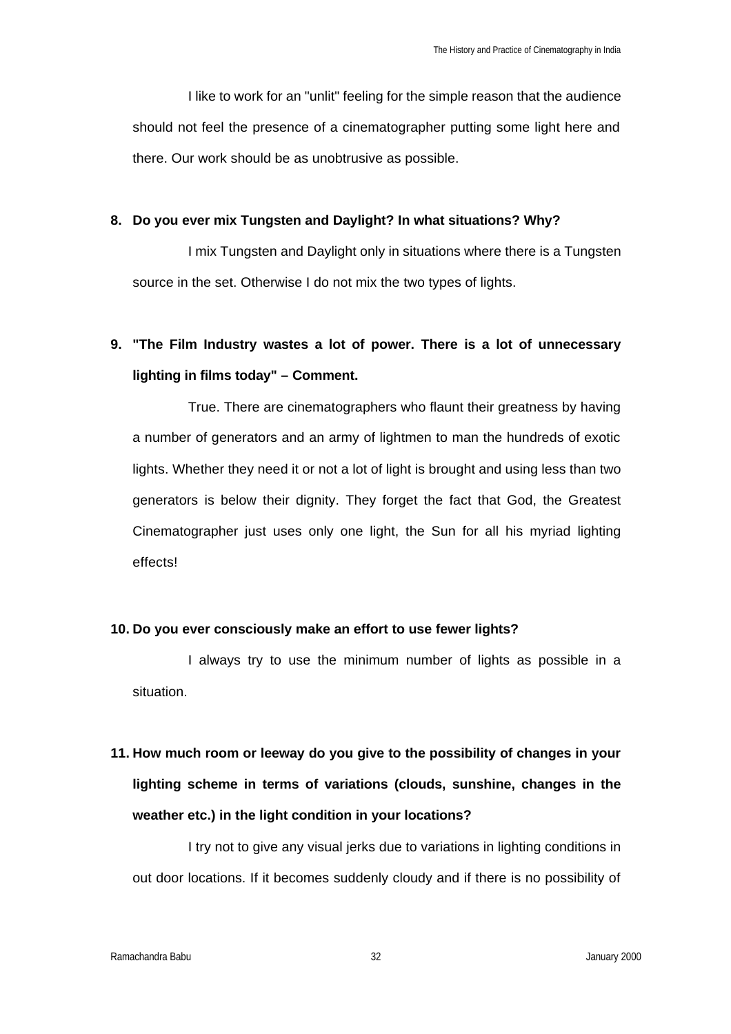I like to work for an "unlit" feeling for the simple reason that the audience should not feel the presence of a cinematographer putting some light here and there. Our work should be as unobtrusive as possible.

**8. Do you ever mix Tungsten and Daylight? In what situations? Why?**

I mix Tungsten and Daylight only in situations where there is a Tungsten source in the set. Otherwise I do not mix the two types of lights.

**9. "The Film Industry wastes a lot of power. There is a lot of unnecessary lighting in films today" – Comment.**

True. There are cinematographers who flaunt their greatness by having a number of generators and an army of lightmen to man the hundreds of exotic lights. Whether they need it or not a lot of light is brought and using less than two generators is below their dignity. They forget the fact that God, the Greatest Cinematographer just uses only one light, the Sun for all his myriad lighting effects!

**10. Do you ever consciously make an effort to use fewer lights?**

I always try to use the minimum number of lights as possible in a situation.

**11. How much room or leeway do you give to the possibility of changes in your lighting scheme in terms of variations (clouds, sunshine, changes in the weather etc.) in the light condition in your locations?**

I try not to give any visual jerks due to variations in lighting conditions in out door locations. If it becomes suddenly cloudy and if there is no possibility of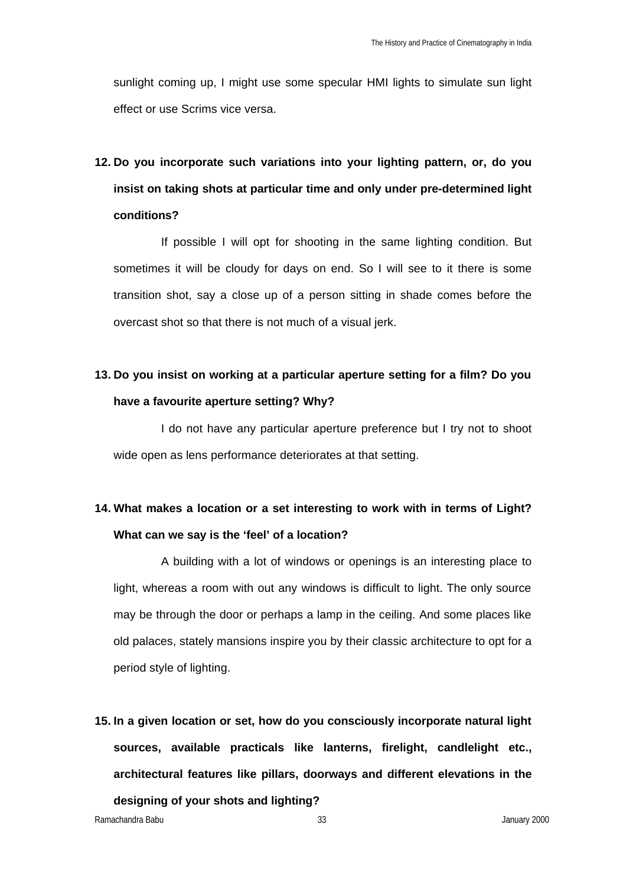sunlight coming up, I might use some specular HMI lights to simulate sun light effect or use Scrims vice versa.

**12. Do you incorporate such variations into your lighting pattern, or, do you insist on taking shots at particular time and only under pre-determined light conditions?**

If possible I will opt for shooting in the same lighting condition. But sometimes it will be cloudy for days on end. So I will see to it there is some transition shot, say a close up of a person sitting in shade comes before the overcast shot so that there is not much of a visual jerk.

**13. Do you insist on working at a particular aperture setting for a film? Do you have a favourite aperture setting? Why?**

I do not have any particular aperture preference but I try not to shoot wide open as lens performance deteriorates at that setting.

**14. What makes a location or a set interesting to work with in terms of Light? What can we say is the 'feel' of a location?**

A building with a lot of windows or openings is an interesting place to light, whereas a room with out any windows is difficult to light. The only source may be through the door or perhaps a lamp in the ceiling. And some places like old palaces, stately mansions inspire you by their classic architecture to opt for a period style of lighting.

**15. In a given location or set, how do you consciously incorporate natural light sources, available practicals like lanterns, firelight, candlelight etc., architectural features like pillars, doorways and different elevations in the designing of your shots and lighting?**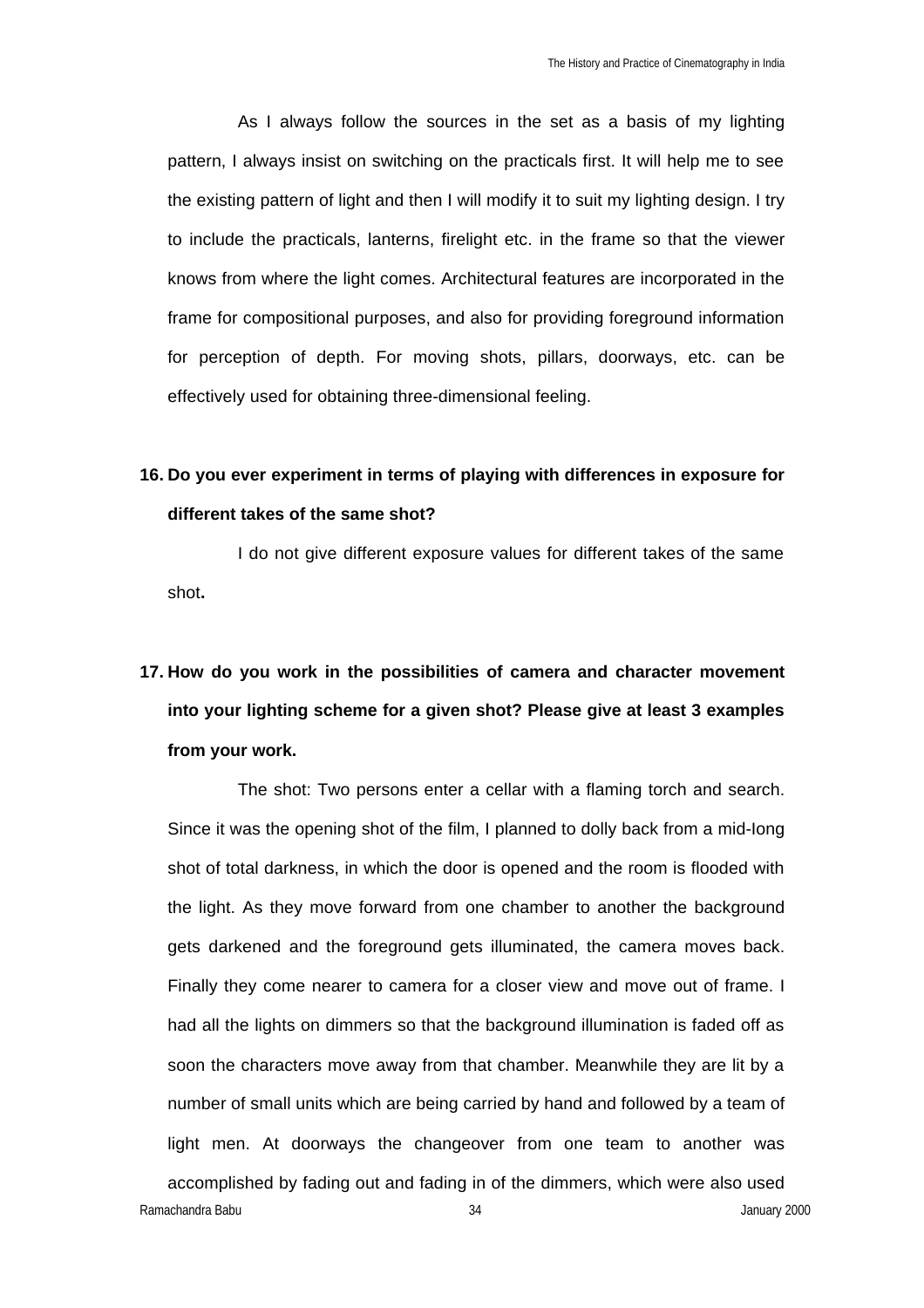As I always follow the sources in the set as a basis of my lighting pattern, I always insist on switching on the practicals first. It will help me to see the existing pattern of light and then I will modify it to suit my lighting design. I try to include the practicals, lanterns, firelight etc. in the frame so that the viewer knows from where the light comes. Architectural features are incorporated in the frame for compositional purposes, and also for providing foreground information for perception of depth. For moving shots, pillars, doorways, etc. can be effectively used for obtaining three-dimensional feeling.

**16. Do you ever experiment in terms of playing with differences in exposure for different takes of the same shot?**

I do not give different exposure values for different takes of the same shot**.**

**17. How do you work in the possibilities of camera and character movement into your lighting scheme for a given shot? Please give at least 3 examples from your work.**

The shot: Two persons enter a cellar with a flaming torch and search. Since it was the opening shot of the film, I planned to dolly back from a mid-long shot of total darkness, in which the door is opened and the room is flooded with the light. As they move forward from one chamber to another the background gets darkened and the foreground gets illuminated, the camera moves back. Finally they come nearer to camera for a closer view and move out of frame. I had all the lights on dimmers so that the background illumination is faded off as soon the characters move away from that chamber. Meanwhile they are lit by a number of small units which are being carried by hand and followed by a team of light men. At doorways the changeover from one team to another was accomplished by fading out and fading in of the dimmers, which were also used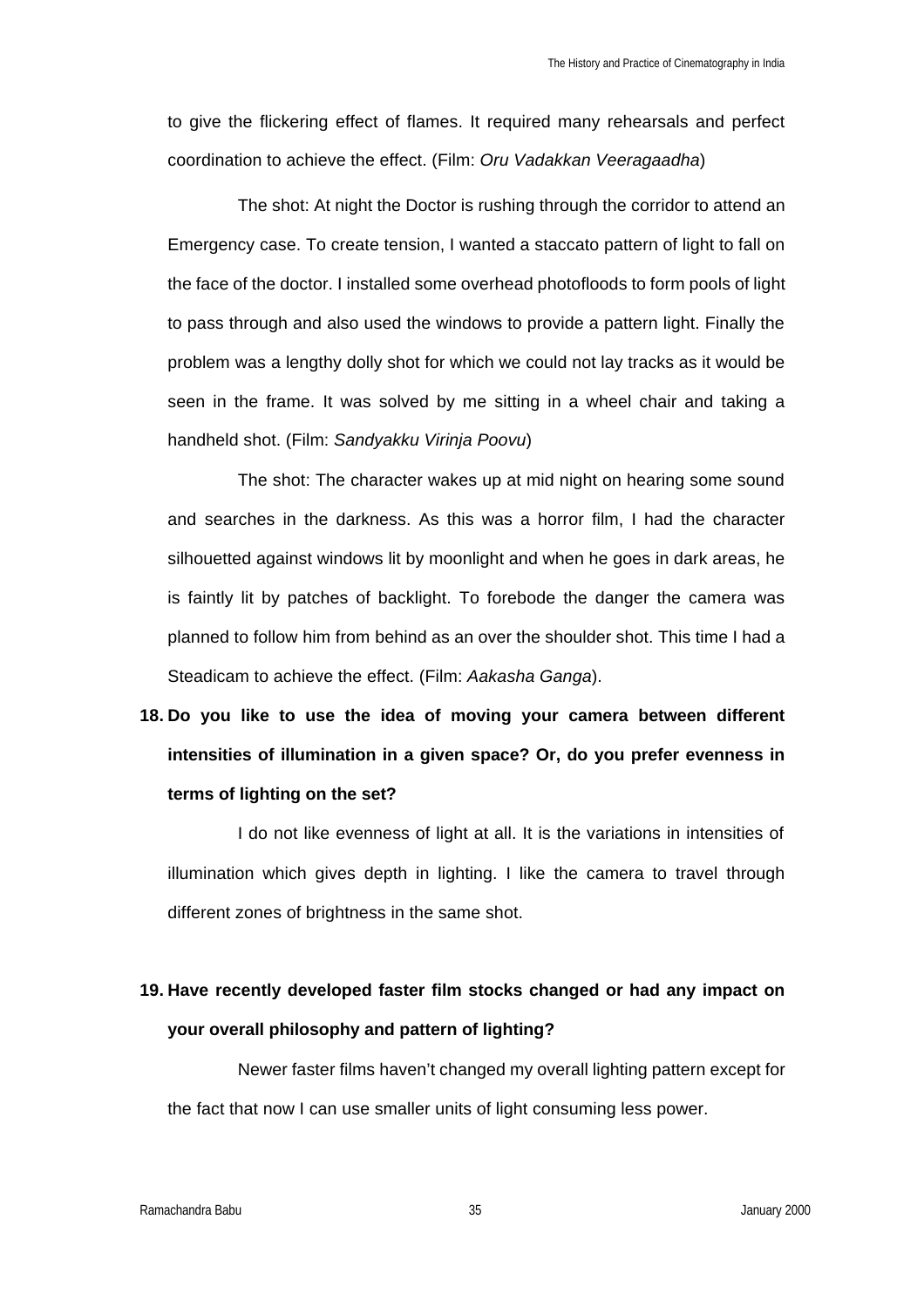to give the flickering effect of flames. It required many rehearsals and perfect coordination to achieve the effect. (Film: *Oru Vadakkan Veeragaadha*)

The shot: At night the Doctor is rushing through the corridor to attend an Emergency case. To create tension, I wanted a staccato pattern of light to fall on the face of the doctor. I installed some overhead photofloods to form pools of light to pass through and also used the windows to provide a pattern light. Finally the problem was a lengthy dolly shot for which we could not lay tracks as it would be seen in the frame. It was solved by me sitting in a wheel chair and taking a handheld shot. (Film: *Sandyakku Virinja Poovu*)

The shot: The character wakes up at mid night on hearing some sound and searches in the darkness. As this was a horror film, I had the character silhouetted against windows lit by moonlight and when he goes in dark areas, he is faintly lit by patches of backlight. To forebode the danger the camera was planned to follow him from behind as an over the shoulder shot. This time I had a Steadicam to achieve the effect. (Film: *Aakasha Ganga*).

**18. Do you like to use the idea of moving your camera between different intensities of illumination in a given space? Or, do you prefer evenness in terms of lighting on the set?**

I do not like evenness of light at all. It is the variations in intensities of illumination which gives depth in lighting. I like the camera to travel through different zones of brightness in the same shot.

**19. Have recently developed faster film stocks changed or had any impact on your overall philosophy and pattern of lighting?**

Newer faster films haven't changed my overall lighting pattern except for the fact that now I can use smaller units of light consuming less power.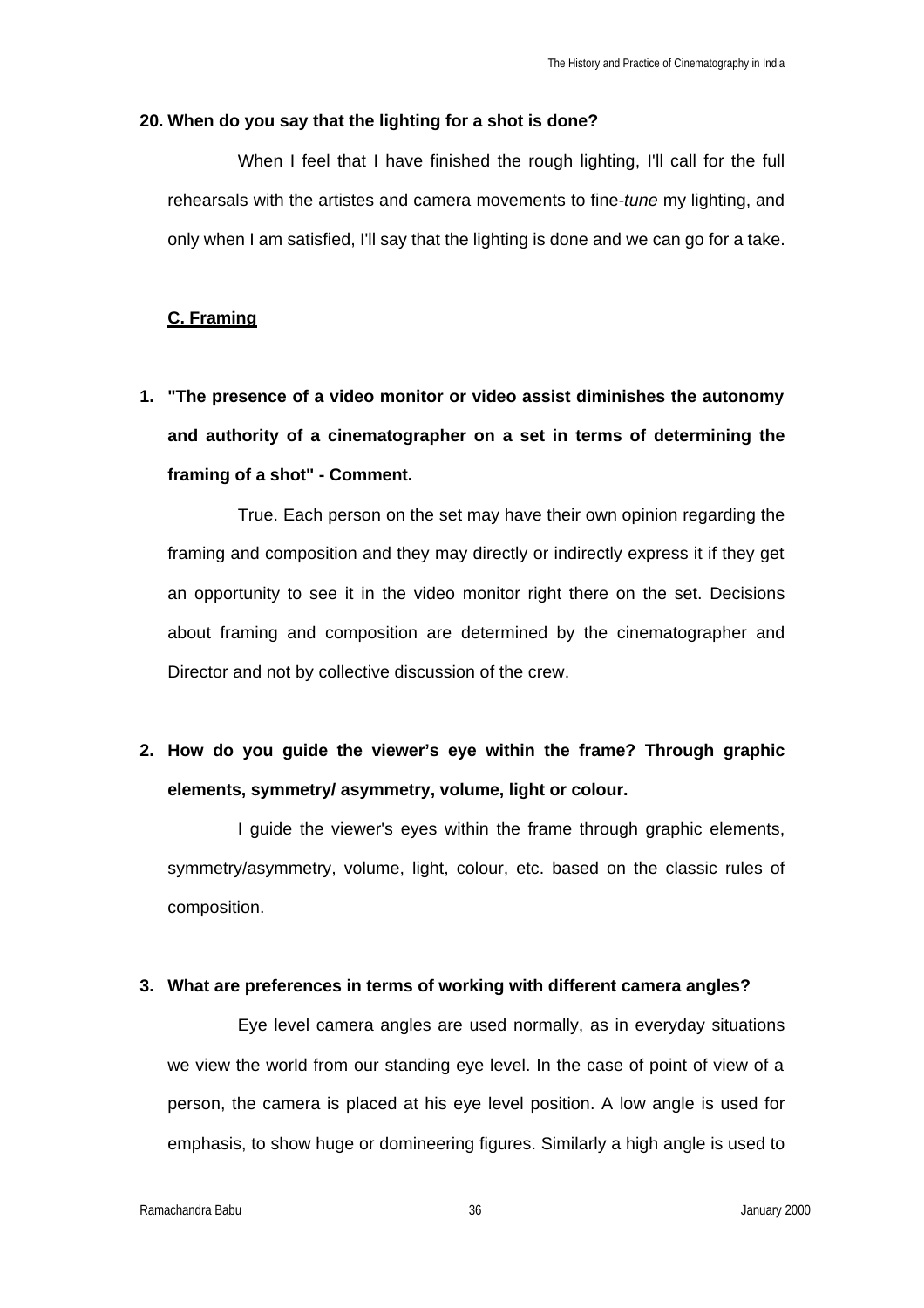**20. When do you say that the lighting for a shot is done?**

When I feel that I have finished the rough lighting, I'll call for the full rehearsals with the artistes and camera movements to fine-*tune* my lighting, and only when I am satisfied, I'll say that the lighting is done and we can go for a take.

**C. Framing**

**1. "The presence of a video monitor or video assist diminishes the autonomy and authority of a cinematographer on a set in terms of determining the framing of a shot" - Comment.**

True. Each person on the set may have their own opinion regarding the framing and composition and they may directly or indirectly express it if they get an opportunity to see it in the video monitor right there on the set. Decisions about framing and composition are determined by the cinematographer and Director and not by collective discussion of the crew.

**2. How do you guide the viewer's eye within the frame? Through graphic elements, symmetry/ asymmetry, volume, light or colour.**

I guide the viewer's eyes within the frame through graphic elements, symmetry/asymmetry, volume, light, colour, etc. based on the classic rules of composition.

**3. What are preferences in terms of working with different camera angles?**

Eye level camera angles are used normally, as in everyday situations we view the world from our standing eye level. In the case of point of view of a person, the camera is placed at his eye level position. A low angle is used for emphasis, to show huge or domineering figures. Similarly a high angle is used to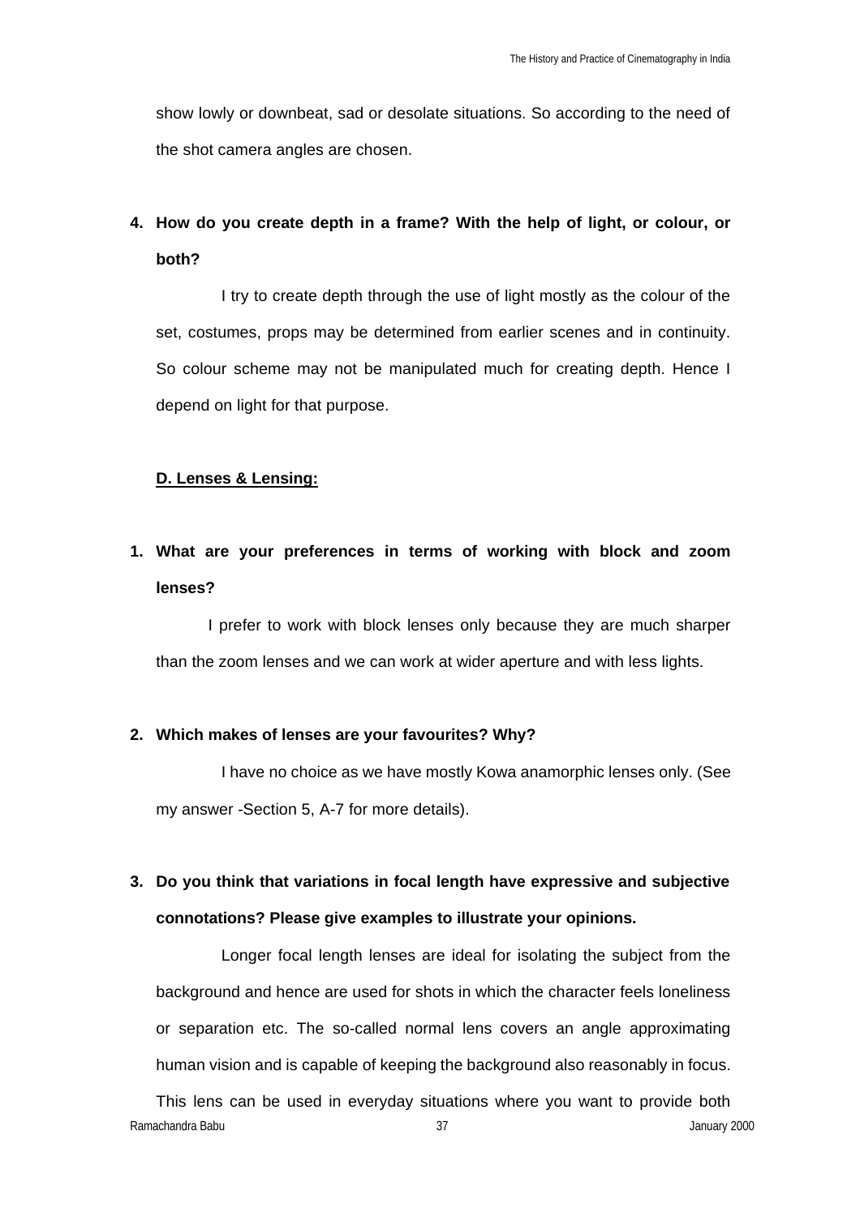show lowly or downbeat, sad or desolate situations. So according to the need of the shot camera angles are chosen.

4. **How do you create depth in a frame? With the help of light, or colour, or both?**

   I try to create depth through the use of light mostly as the colour of the set, costumes, props may be determined from earlier scenes and in continuity. So colour scheme may not be manipulated much for creating depth. Hence I depend on light for that purpose.

**<u>D. Lenses & Lensing:</u>**

1. **What are your preferences in terms of working with block and zoom lenses?**

   I prefer to work with block lenses only because they are much sharper than the zoom lenses and we can work at wider aperture and with less lights.

2. **Which makes of lenses are your favourites? Why?**

   I have no choice as we have mostly Kowa anamorphic lenses only. (See my answer -Section 5, A-7 for more details).

3. **Do you think that variations in focal length have expressive and subjective connotations? Please give examples to illustrate your opinions.**

   Longer focal length lenses are ideal for isolating the subject from the background and hence are used for shots in which the character feels loneliness or separation etc. The so-called normal lens covers an angle approximating human vision and is capable of keeping the background also reasonably in focus. This lens can be used in everyday situations where you want to provide both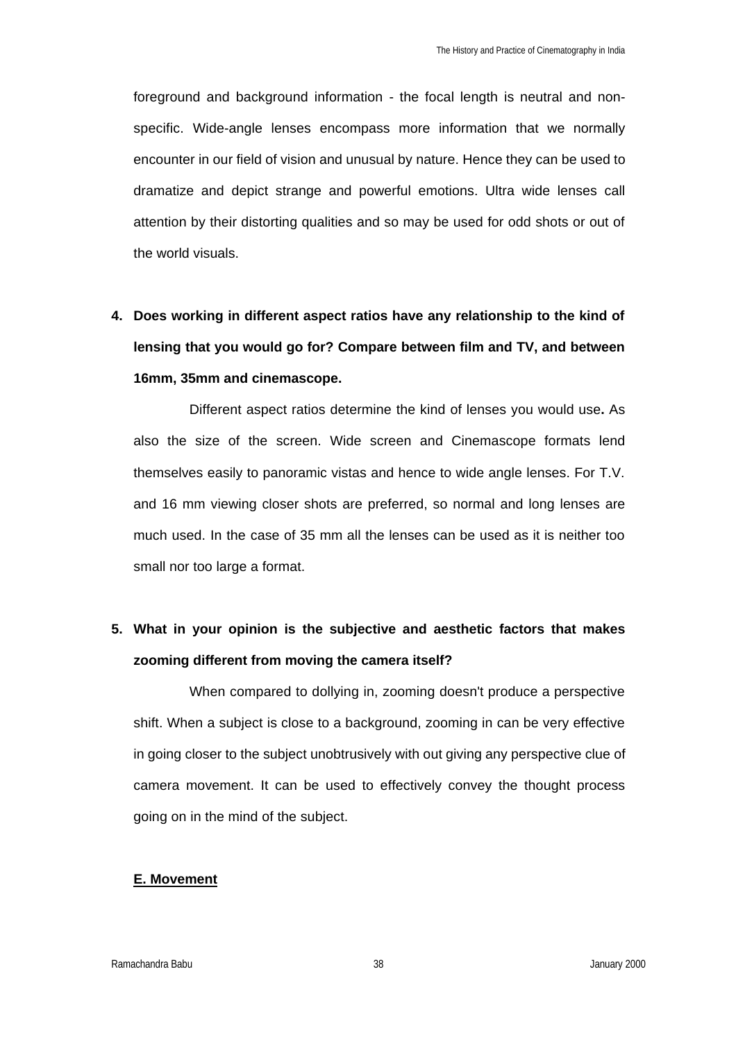foreground and background information - the focal length is neutral and non-specific. Wide-angle lenses encompass more information that we normally encounter in our field of vision and unusual by nature. Hence they can be used to dramatize and depict strange and powerful emotions. Ultra wide lenses call attention by their distorting qualities and so may be used for odd shots or out of the world visuals.

4. **Does working in different aspect ratios have any relationship to the kind of lensing that you would go for? Compare between film and TV, and between 16mm, 35mm and cinemascope.**

   Different aspect ratios determine the kind of lenses you would use**.** As also the size of the screen. Wide screen and Cinemascope formats lend themselves easily to panoramic vistas and hence to wide angle lenses. For T.V. and 16 mm viewing closer shots are preferred, so normal and long lenses are much used. In the case of 35 mm all the lenses can be used as it is neither too small nor too large a format.

5. **What in your opinion is the subjective and aesthetic factors that makes zooming different from moving the camera itself?**

   When compared to dollying in, zooming doesn't produce a perspective shift. When a subject is close to a background, zooming in can be very effective in going closer to the subject unobtrusively with out giving any perspective clue of camera movement. It can be used to effectively convey the thought process going on in the mind of the subject.

**<u>E. Movement</u>**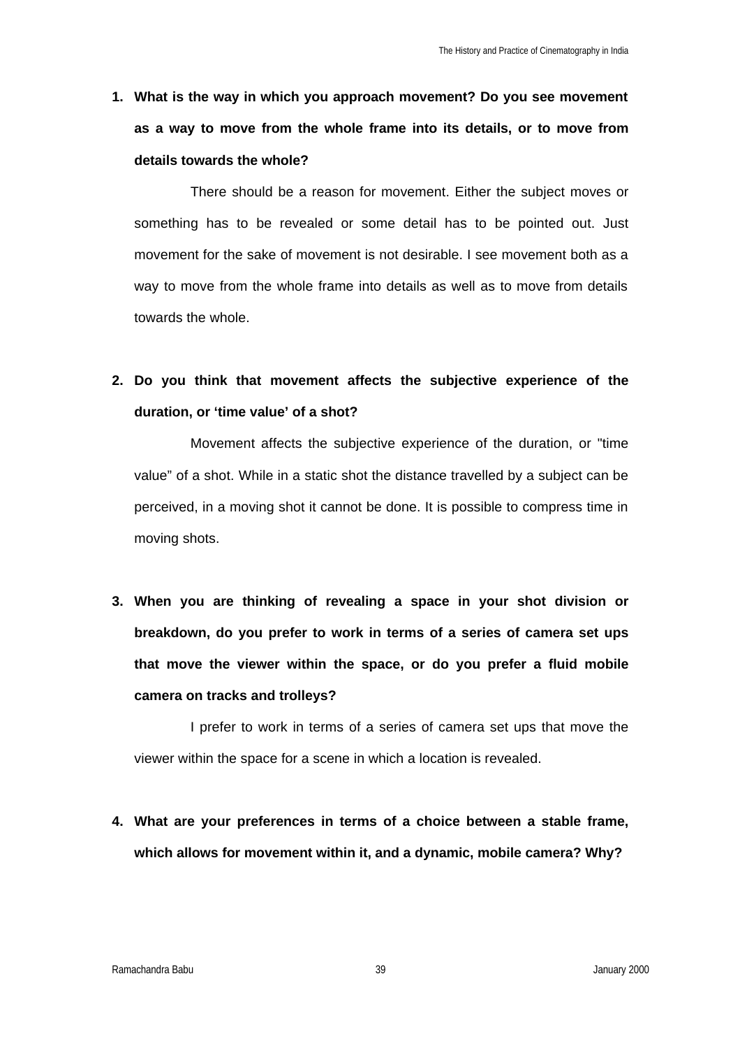1. **What is the way in which you approach movement? Do you see movement as a way to move from the whole frame into its details, or to move from details towards the whole?**

   There should be a reason for movement. Either the subject moves or something has to be revealed or some detail has to be pointed out. Just movement for the sake of movement is not desirable. I see movement both as a way to move from the whole frame into details as well as to move from details towards the whole.

2. **Do you think that movement affects the subjective experience of the duration, or 'time value' of a shot?**

   Movement affects the subjective experience of the duration, or "time value" of a shot. While in a static shot the distance travelled by a subject can be perceived, in a moving shot it cannot be done. It is possible to compress time in moving shots.

3. **When you are thinking of revealing a space in your shot division or breakdown, do you prefer to work in terms of a series of camera set ups that move the viewer within the space, or do you prefer a fluid mobile camera on tracks and trolleys?**

   I prefer to work in terms of a series of camera set ups that move the viewer within the space for a scene in which a location is revealed.

4. **What are your preferences in terms of a choice between a stable frame, which allows for movement within it, and a dynamic, mobile camera? Why?**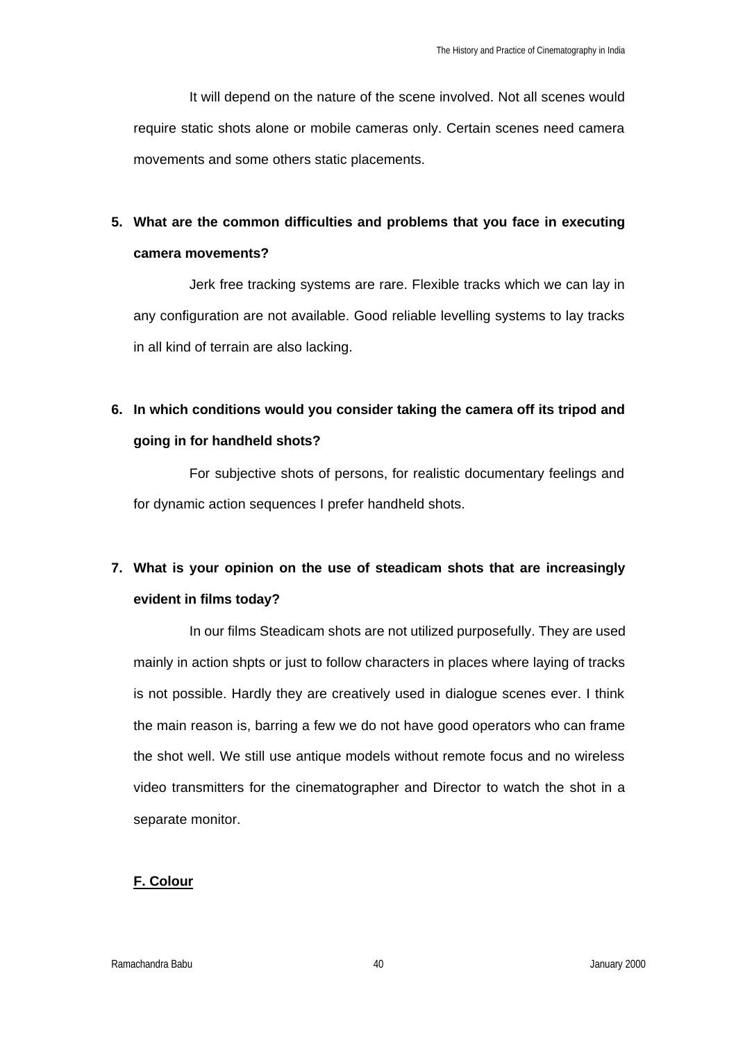It will depend on the nature of the scene involved. Not all scenes would require static shots alone or mobile cameras only. Certain scenes need camera movements and some others static placements.

**5. What are the common difficulties and problems that you face in executing camera movements?**

Jerk free tracking systems are rare. Flexible tracks which we can lay in any configuration are not available. Good reliable levelling systems to lay tracks in all kind of terrain are also lacking.

**6. In which conditions would you consider taking the camera off its tripod and going in for handheld shots?**

For subjective shots of persons, for realistic documentary feelings and for dynamic action sequences I prefer handheld shots.

**7. What is your opinion on the use of steadicam shots that are increasingly evident in films today?**

In our films Steadicam shots are not utilized purposefully. They are used mainly in action shpts or just to follow characters in places where laying of tracks is not possible. Hardly they are creatively used in dialogue scenes ever. I think the main reason is, barring a few we do not have good operators who can frame the shot well. We still use antique models without remote focus and no wireless video transmitters for the cinematographer and Director to watch the shot in a separate monitor.

**F. Colour**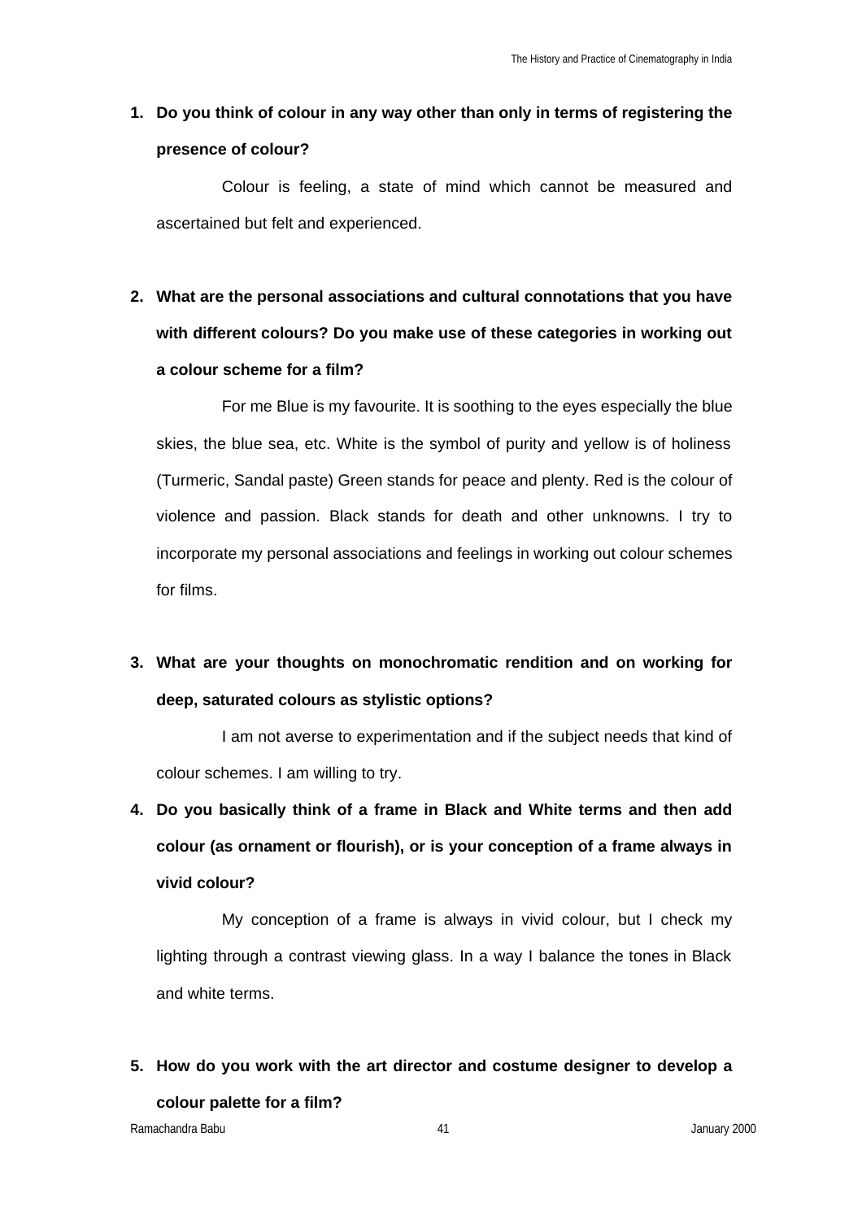1. **Do you think of colour in any way other than only in terms of registering the presence of colour?**

   Colour is feeling, a state of mind which cannot be measured and ascertained but felt and experienced.

2. **What are the personal associations and cultural connotations that you have with different colours? Do you make use of these categories in working out a colour scheme for a film?**

   For me Blue is my favourite. It is soothing to the eyes especially the blue skies, the blue sea, etc. White is the symbol of purity and yellow is of holiness (Turmeric, Sandal paste) Green stands for peace and plenty. Red is the colour of violence and passion. Black stands for death and other unknowns. I try to incorporate my personal associations and feelings in working out colour schemes for films.

3. **What are your thoughts on monochromatic rendition and on working for deep, saturated colours as stylistic options?**

   I am not averse to experimentation and if the subject needs that kind of colour schemes. I am willing to try.

4. **Do you basically think of a frame in Black and White terms and then add colour (as ornament or flourish), or is your conception of a frame always in vivid colour?**

   My conception of a frame is always in vivid colour, but I check my lighting through a contrast viewing glass. In a way I balance the tones in Black and white terms.

5. **How do you work with the art director and costume designer to develop a colour palette for a film?**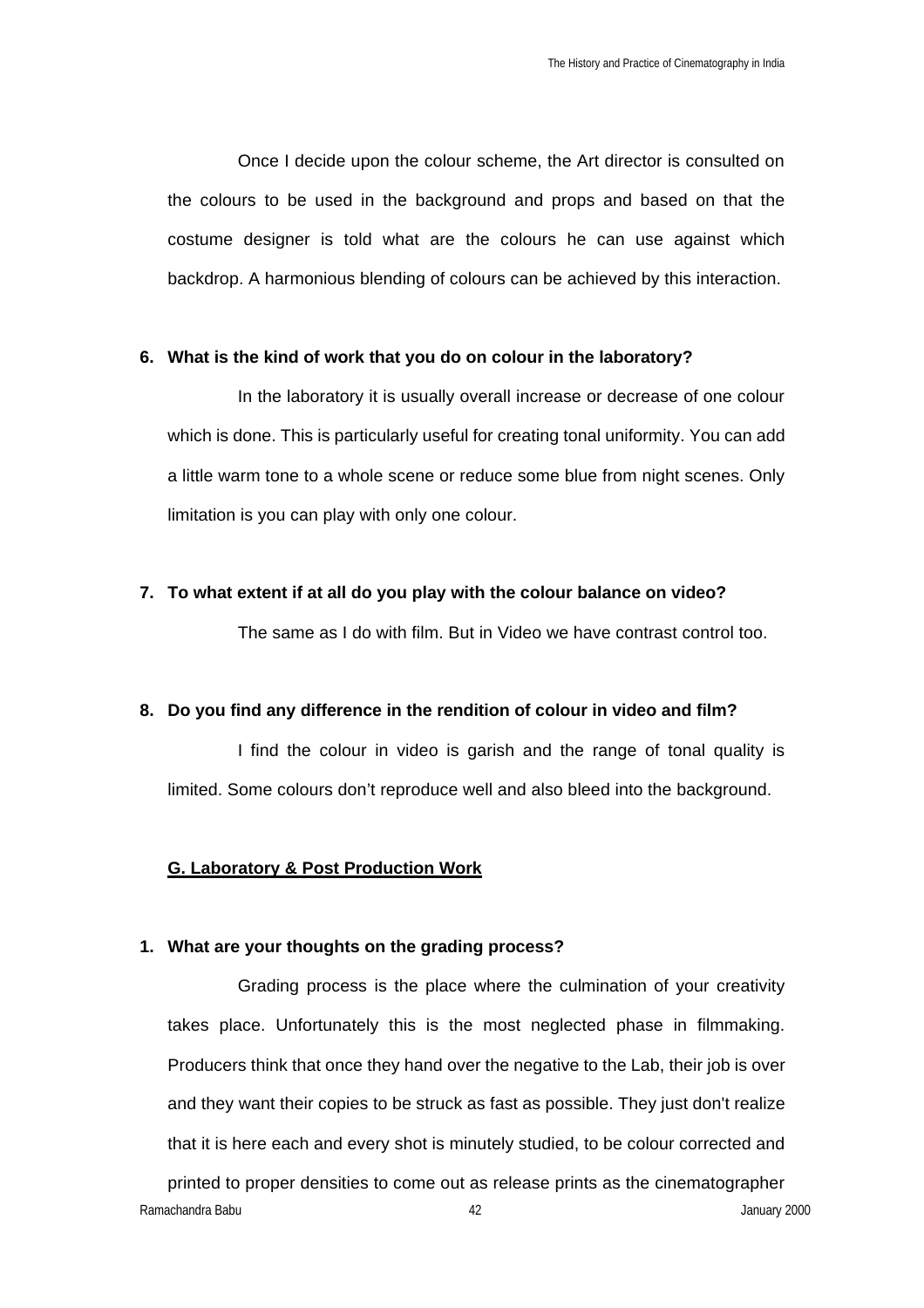Once I decide upon the colour scheme, the Art director is consulted on the colours to be used in the background and props and based on that the costume designer is told what are the colours he can use against which backdrop. A harmonious blending of colours can be achieved by this interaction.

**6. What is the kind of work that you do on colour in the laboratory?**

In the laboratory it is usually overall increase or decrease of one colour which is done. This is particularly useful for creating tonal uniformity. You can add a little warm tone to a whole scene or reduce some blue from night scenes. Only limitation is you can play with only one colour.

**7. To what extent if at all do you play with the colour balance on video?**

The same as I do with film. But in Video we have contrast control too.

**8. Do you find any difference in the rendition of colour in video and film?**

I find the colour in video is garish and the range of tonal quality is limited. Some colours don't reproduce well and also bleed into the background.

## G. Laboratory & Post Production Work

**1. What are your thoughts on the grading process?**

Grading process is the place where the culmination of your creativity takes place. Unfortunately this is the most neglected phase in filmmaking. Producers think that once they hand over the negative to the Lab, their job is over and they want their copies to be struck as fast as possible. They just don't realize that it is here each and every shot is minutely studied, to be colour corrected and printed to proper densities to come out as release prints as the cinematographer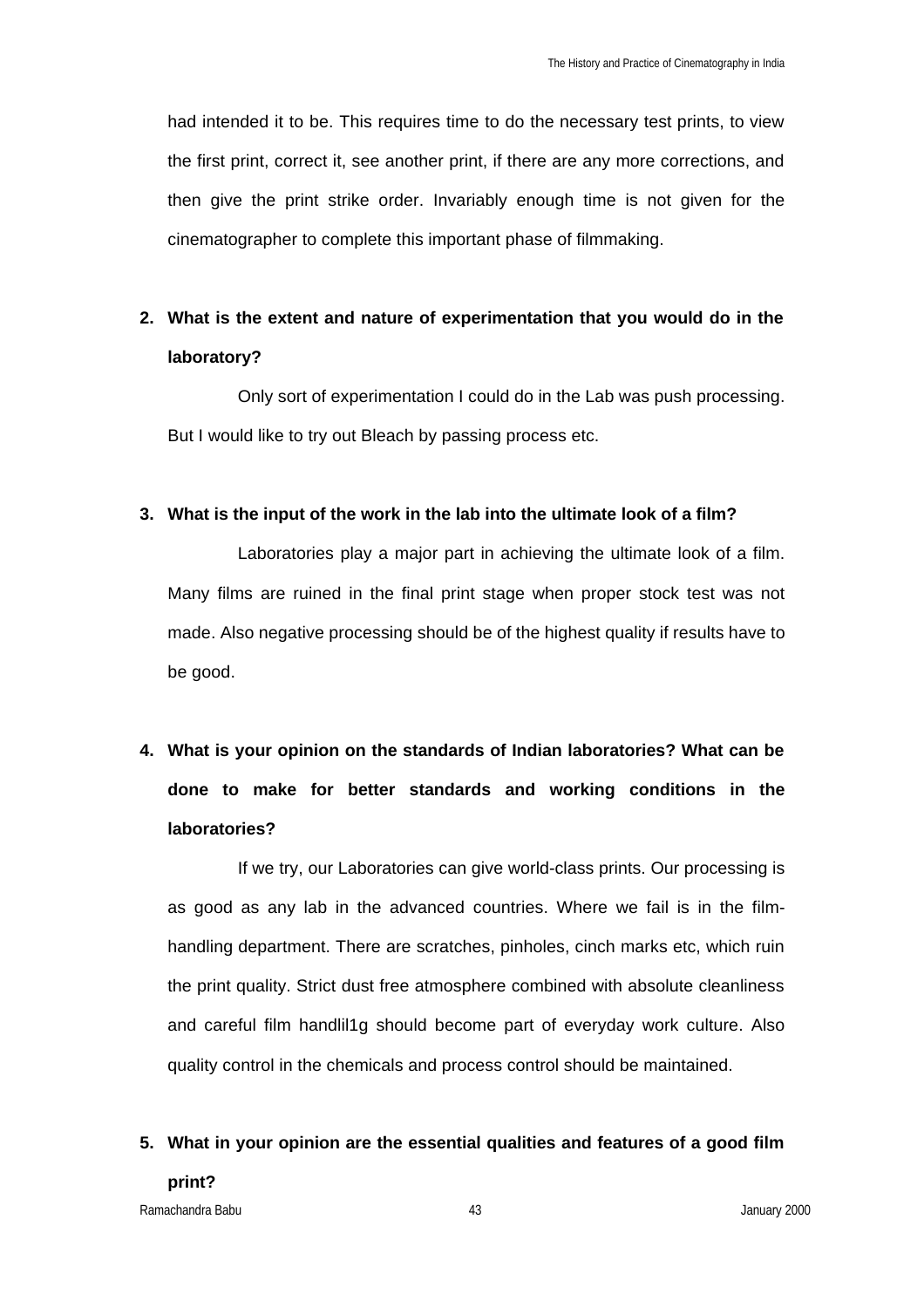had intended it to be. This requires time to do the necessary test prints, to view the first print, correct it, see another print, if there are any more corrections, and then give the print strike order. Invariably enough time is not given for the cinematographer to complete this important phase of filmmaking.

**2. What is the extent and nature of experimentation that you would do in the laboratory?**

Only sort of experimentation I could do in the Lab was push processing. But I would like to try out Bleach by passing process etc.

**3. What is the input of the work in the lab into the ultimate look of a film?**

Laboratories play a major part in achieving the ultimate look of a film. Many films are ruined in the final print stage when proper stock test was not made. Also negative processing should be of the highest quality if results have to be good.

**4. What is your opinion on the standards of Indian laboratories? What can be done to make for better standards and working conditions in the laboratories?**

If we try, our Laboratories can give world-class prints. Our processing is as good as any lab in the advanced countries. Where we fail is in the film-handling department. There are scratches, pinholes, cinch marks etc, which ruin the print quality. Strict dust free atmosphere combined with absolute cleanliness and careful film handlil1g should become part of everyday work culture. Also quality control in the chemicals and process control should be maintained.

**5. What in your opinion are the essential qualities and features of a good film print?**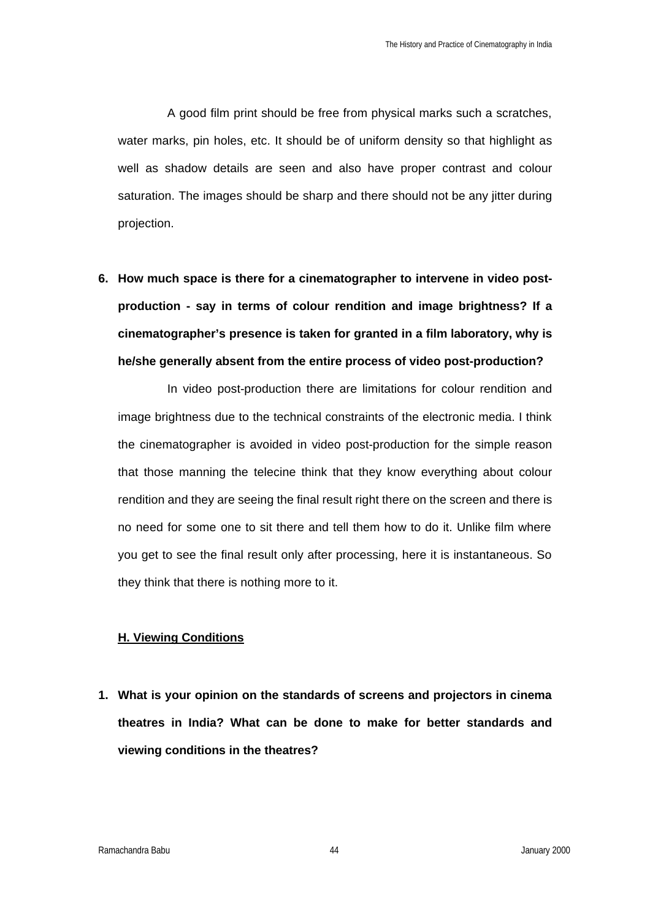A good film print should be free from physical marks such a scratches, water marks, pin holes, etc. It should be of uniform density so that highlight as well as shadow details are seen and also have proper contrast and colour saturation. The images should be sharp and there should not be any jitter during projection.

**6. How much space is there for a cinematographer to intervene in video post-production - say in terms of colour rendition and image brightness? If a cinematographer's presence is taken for granted in a film laboratory, why is he/she generally absent from the entire process of video post-production?**

In video post-production there are limitations for colour rendition and image brightness due to the technical constraints of the electronic media. I think the cinematographer is avoided in video post-production for the simple reason that those manning the telecine think that they know everything about colour rendition and they are seeing the final result right there on the screen and there is no need for some one to sit there and tell them how to do it. Unlike film where you get to see the final result only after processing, here it is instantaneous. So they think that there is nothing more to it.

## H. Viewing Conditions

**1. What is your opinion on the standards of screens and projectors in cinema theatres in India? What can be done to make for better standards and viewing conditions in the theatres?**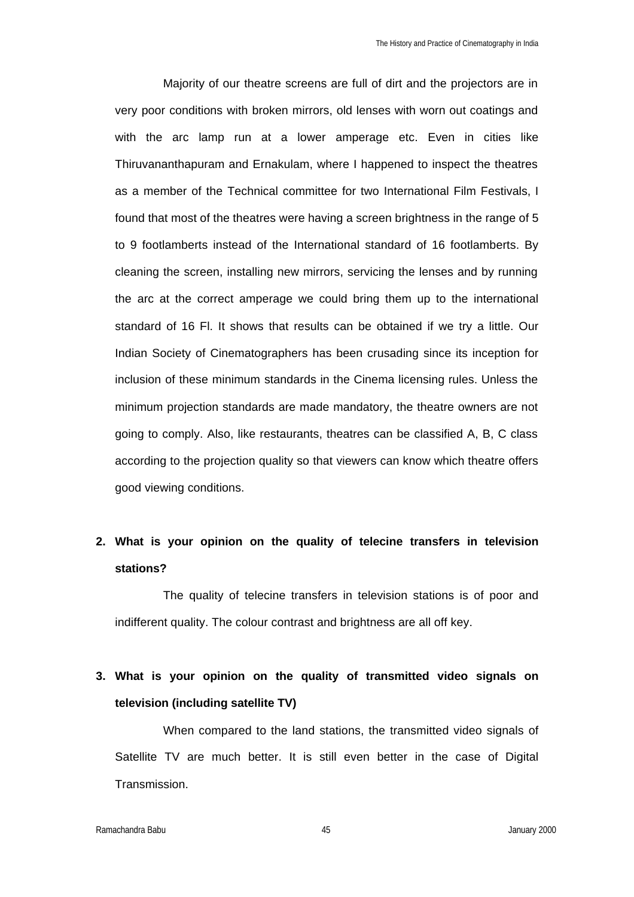Majority of our theatre screens are full of dirt and the projectors are in very poor conditions with broken mirrors, old lenses with worn out coatings and with the arc lamp run at a lower amperage etc. Even in cities like Thiruvananthapuram and Ernakulam, where I happened to inspect the theatres as a member of the Technical committee for two International Film Festivals, I found that most of the theatres were having a screen brightness in the range of 5 to 9 footlamberts instead of the International standard of 16 footlamberts. By cleaning the screen, installing new mirrors, servicing the lenses and by running the arc at the correct amperage we could bring them up to the international standard of 16 Fl. It shows that results can be obtained if we try a little. Our Indian Society of Cinematographers has been crusading since its inception for inclusion of these minimum standards in the Cinema licensing rules. Unless the minimum projection standards are made mandatory, the theatre owners are not going to comply. Also, like restaurants, theatres can be classified A, B, C class according to the projection quality so that viewers can know which theatre offers good viewing conditions.

**2. What is your opinion on the quality of telecine transfers in television stations?**

The quality of telecine transfers in television stations is of poor and indifferent quality. The colour contrast and brightness are all off key.

**3. What is your opinion on the quality of transmitted video signals on television (including satellite TV)**

When compared to the land stations, the transmitted video signals of Satellite TV are much better. It is still even better in the case of Digital Transmission.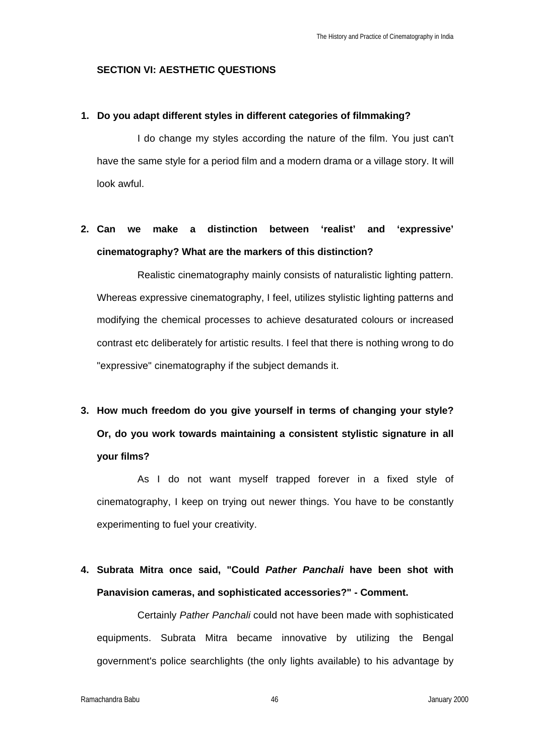## SECTION VI: AESTHETIC QUESTIONS

**1. Do you adapt different styles in different categories of filmmaking?**

I do change my styles according the nature of the film. You just can't have the same style for a period film and a modern drama or a village story. It will look awful.

**2. Can we make a distinction between 'realist' and 'expressive' cinematography? What are the markers of this distinction?**

Realistic cinematography mainly consists of naturalistic lighting pattern. Whereas expressive cinematography, I feel, utilizes stylistic lighting patterns and modifying the chemical processes to achieve desaturated colours or increased contrast etc deliberately for artistic results. I feel that there is nothing wrong to do "expressive" cinematography if the subject demands it.

**3. How much freedom do you give yourself in terms of changing your style? Or, do you work towards maintaining a consistent stylistic signature in all your films?**

As I do not want myself trapped forever in a fixed style of cinematography, I keep on trying out newer things. You have to be constantly experimenting to fuel your creativity.

**4. Subrata Mitra once said, "Could *Pather Panchali* have been shot with Panavision cameras, and sophisticated accessories?" - Comment.**

Certainly *Pather Panchali* could not have been made with sophisticated equipments. Subrata Mitra became innovative by utilizing the Bengal government's police searchlights (the only lights available) to his advantage by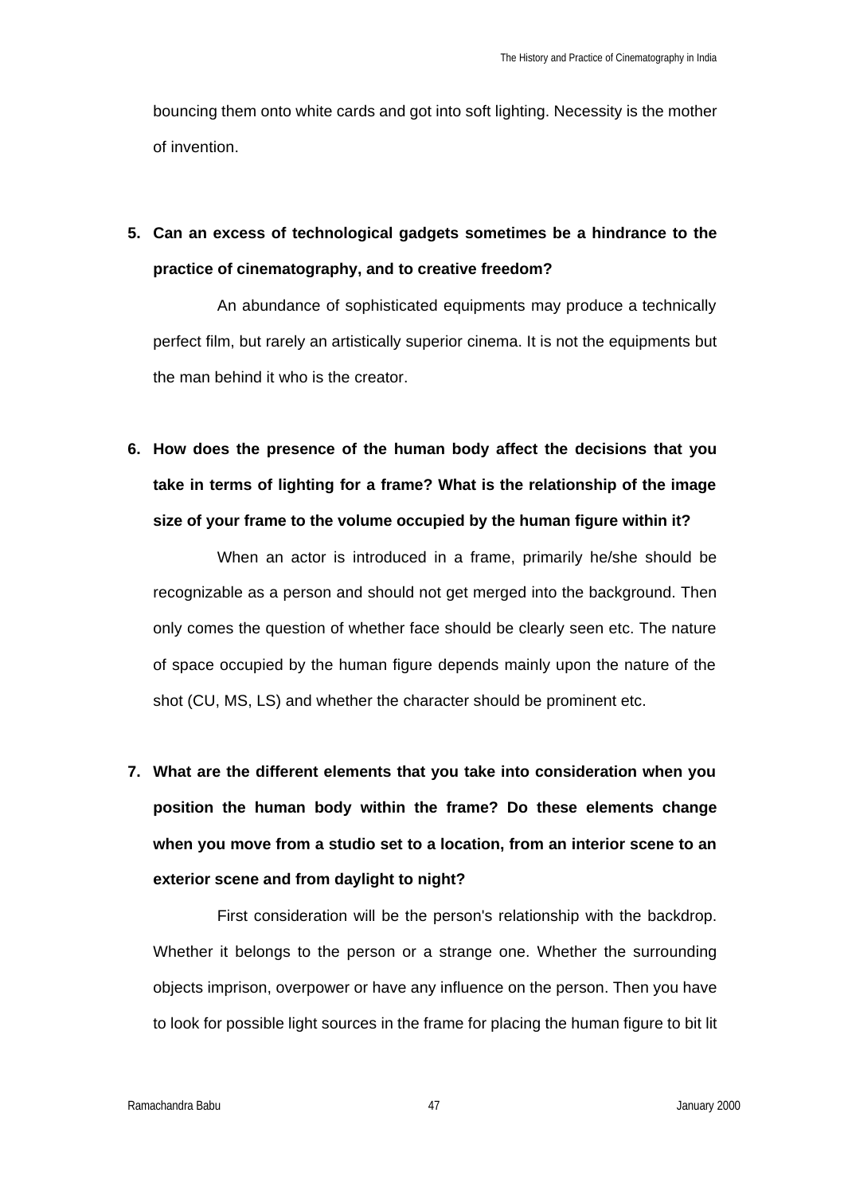bouncing them onto white cards and got into soft lighting. Necessity is the mother of invention.

5. **Can an excess of technological gadgets sometimes be a hindrance to the practice of cinematography, and to creative freedom?**

 An abundance of sophisticated equipments may produce a technically perfect film, but rarely an artistically superior cinema. It is not the equipments but the man behind it who is the creator.

6. **How does the presence of the human body affect the decisions that you take in terms of lighting for a frame? What is the relationship of the image size of your frame to the volume occupied by the human figure within it?**

 When an actor is introduced in a frame, primarily he/she should be recognizable as a person and should not get merged into the background. Then only comes the question of whether face should be clearly seen etc. The nature of space occupied by the human figure depends mainly upon the nature of the shot (CU, MS, LS) and whether the character should be prominent etc.

7. **What are the different elements that you take into consideration when you position the human body within the frame? Do these elements change when you move from a studio set to a location, from an interior scene to an exterior scene and from daylight to night?**

 First consideration will be the person's relationship with the backdrop. Whether it belongs to the person or a strange one. Whether the surrounding objects imprison, overpower or have any influence on the person. Then you have to look for possible light sources in the frame for placing the human figure to bit lit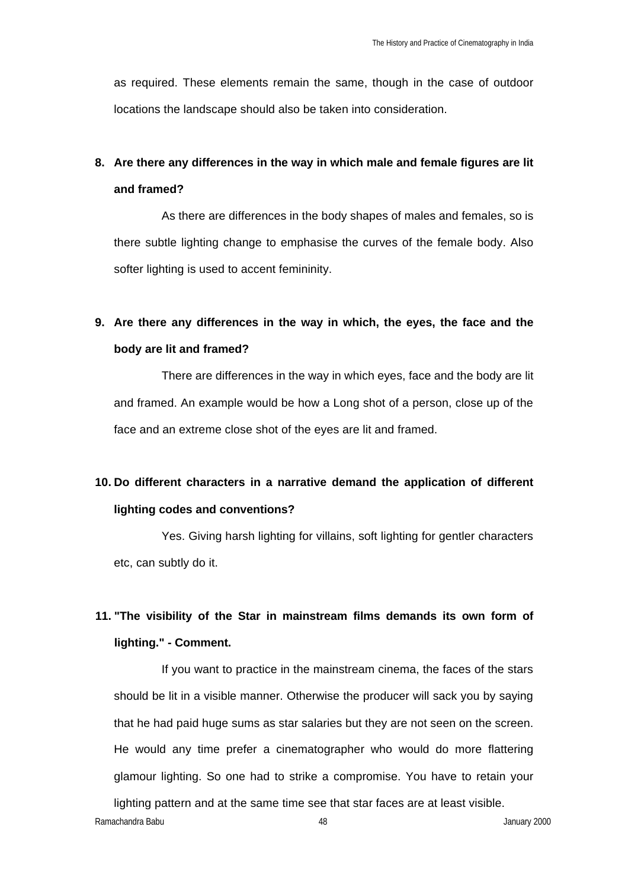as required. These elements remain the same, though in the case of outdoor locations the landscape should also be taken into consideration.

**8. Are there any differences in the way in which male and female figures are lit and framed?**

As there are differences in the body shapes of males and females, so is there subtle lighting change to emphasise the curves of the female body. Also softer lighting is used to accent femininity.

**9. Are there any differences in the way in which, the eyes, the face and the body are lit and framed?**

There are differences in the way in which eyes, face and the body are lit and framed. An example would be how a Long shot of a person, close up of the face and an extreme close shot of the eyes are lit and framed.

**10. Do different characters in a narrative demand the application of different lighting codes and conventions?**

Yes. Giving harsh lighting for villains, soft lighting for gentler characters etc, can subtly do it.

**11. "The visibility of the Star in mainstream films demands its own form of lighting." - Comment.**

If you want to practice in the mainstream cinema, the faces of the stars should be lit in a visible manner. Otherwise the producer will sack you by saying that he had paid huge sums as star salaries but they are not seen on the screen. He would any time prefer a cinematographer who would do more flattering glamour lighting. So one had to strike a compromise. You have to retain your lighting pattern and at the same time see that star faces are at least visible.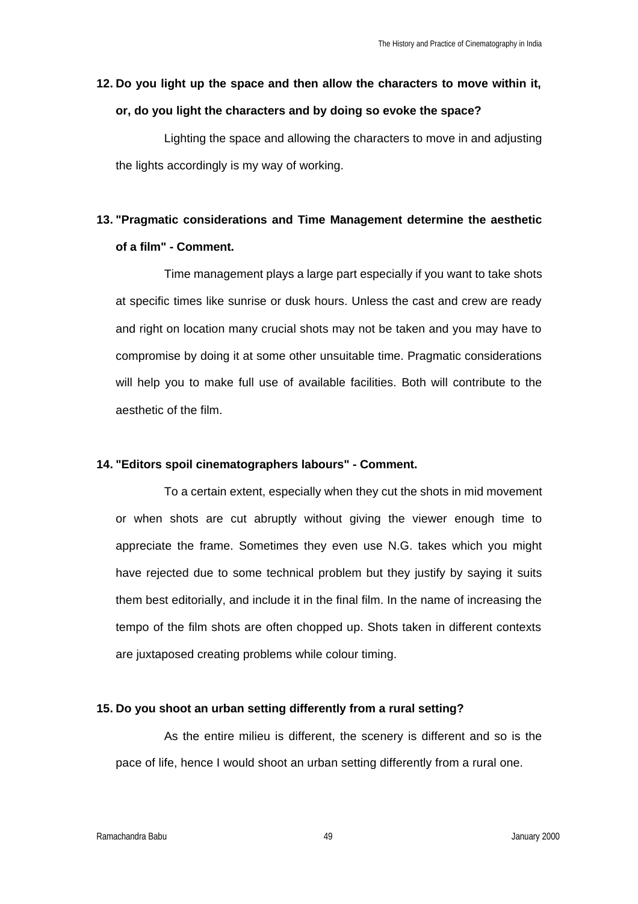**12. Do you light up the space and then allow the characters to move within it, or, do you light the characters and by doing so evoke the space?**

Lighting the space and allowing the characters to move in and adjusting the lights accordingly is my way of working.

**13. "Pragmatic considerations and Time Management determine the aesthetic of a film" - Comment.**

Time management plays a large part especially if you want to take shots at specific times like sunrise or dusk hours. Unless the cast and crew are ready and right on location many crucial shots may not be taken and you may have to compromise by doing it at some other unsuitable time. Pragmatic considerations will help you to make full use of available facilities. Both will contribute to the aesthetic of the film.

**14. "Editors spoil cinematographers labours" - Comment.**

To a certain extent, especially when they cut the shots in mid movement or when shots are cut abruptly without giving the viewer enough time to appreciate the frame. Sometimes they even use N.G. takes which you might have rejected due to some technical problem but they justify by saying it suits them best editorially, and include it in the final film. In the name of increasing the tempo of the film shots are often chopped up. Shots taken in different contexts are juxtaposed creating problems while colour timing.

**15. Do you shoot an urban setting differently from a rural setting?**

As the entire milieu is different, the scenery is different and so is the pace of life, hence I would shoot an urban setting differently from a rural one.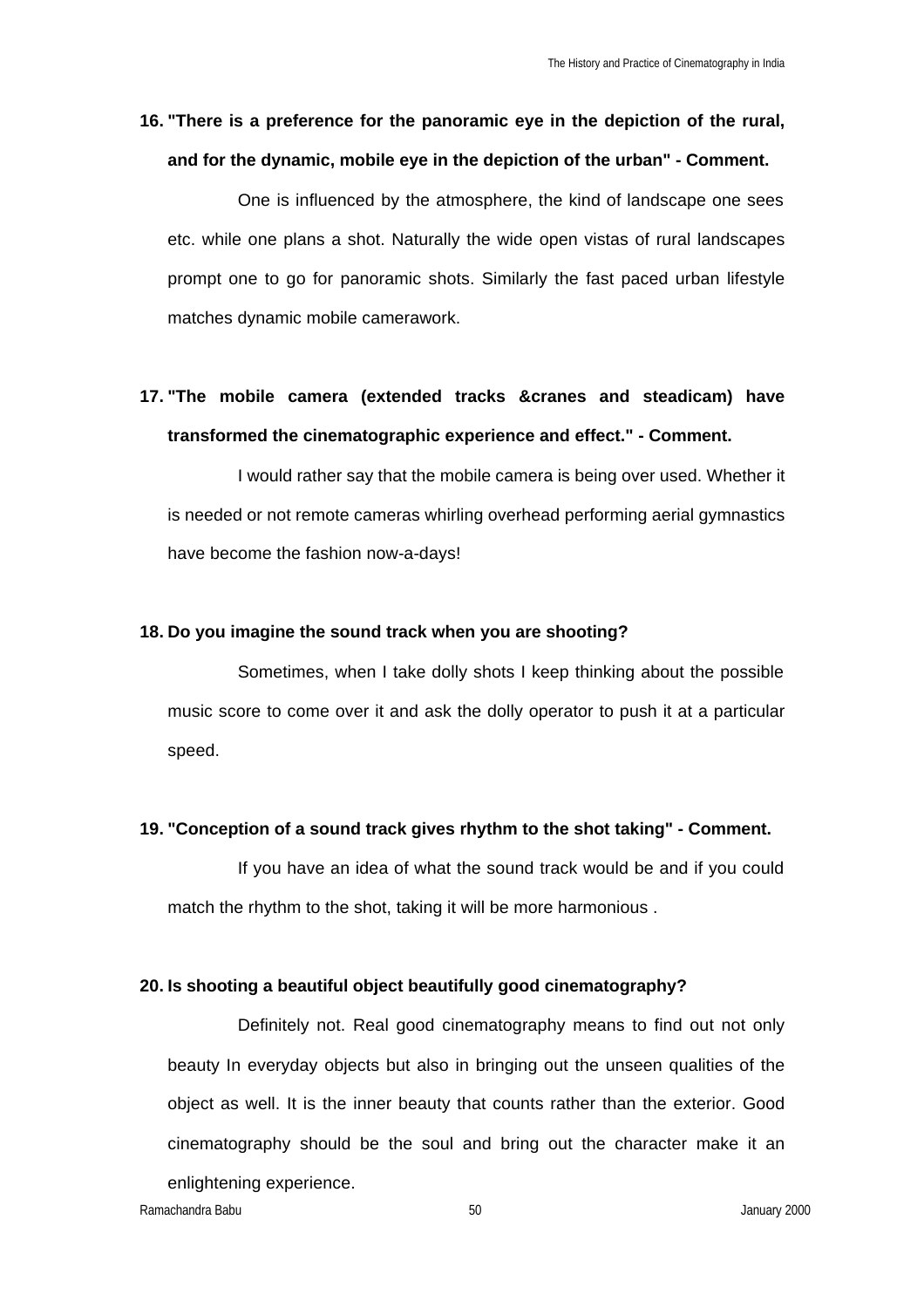**16. "There is a preference for the panoramic eye in the depiction of the rural, and for the dynamic, mobile eye in the depiction of the urban" - Comment.**

One is influenced by the atmosphere, the kind of landscape one sees etc. while one plans a shot. Naturally the wide open vistas of rural landscapes prompt one to go for panoramic shots. Similarly the fast paced urban lifestyle matches dynamic mobile camerawork.

**17. "The mobile camera (extended tracks &cranes and steadicam) have transformed the cinematographic experience and effect." - Comment.**

I would rather say that the mobile camera is being over used. Whether it is needed or not remote cameras whirling overhead performing aerial gymnastics have become the fashion now-a-days!

**18. Do you imagine the sound track when you are shooting?**

Sometimes, when I take dolly shots I keep thinking about the possible music score to come over it and ask the dolly operator to push it at a particular speed.

**19. "Conception of a sound track gives rhythm to the shot taking" - Comment.**

If you have an idea of what the sound track would be and if you could match the rhythm to the shot, taking it will be more harmonious .

**20. Is shooting a beautiful object beautifully good cinematography?**

Definitely not. Real good cinematography means to find out not only beauty In everyday objects but also in bringing out the unseen qualities of the object as well. It is the inner beauty that counts rather than the exterior. Good cinematography should be the soul and bring out the character make it an enlightening experience.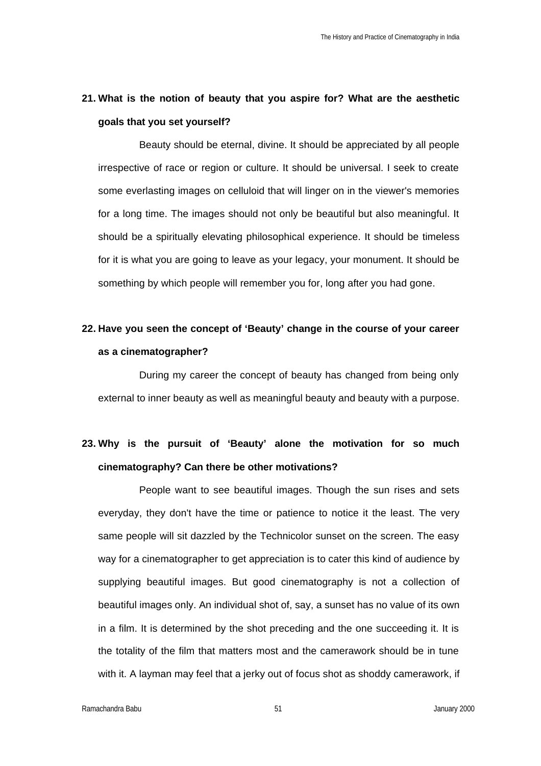**21. What is the notion of beauty that you aspire for? What are the aesthetic goals that you set yourself?**

Beauty should be eternal, divine. It should be appreciated by all people irrespective of race or region or culture. It should be universal. I seek to create some everlasting images on celluloid that will linger on in the viewer's memories for a long time. The images should not only be beautiful but also meaningful. It should be a spiritually elevating philosophical experience. It should be timeless for it is what you are going to leave as your legacy, your monument. It should be something by which people will remember you for, long after you had gone.

**22. Have you seen the concept of 'Beauty' change in the course of your career as a cinematographer?**

During my career the concept of beauty has changed from being only external to inner beauty as well as meaningful beauty and beauty with a purpose.

**23. Why is the pursuit of 'Beauty' alone the motivation for so much cinematography? Can there be other motivations?**

People want to see beautiful images. Though the sun rises and sets everyday, they don't have the time or patience to notice it the least. The very same people will sit dazzled by the Technicolor sunset on the screen. The easy way for a cinematographer to get appreciation is to cater this kind of audience by supplying beautiful images. But good cinematography is not a collection of beautiful images only. An individual shot of, say, a sunset has no value of its own in a film. It is determined by the shot preceding and the one succeeding it. It is the totality of the film that matters most and the camerawork should be in tune with it. A layman may feel that a jerky out of focus shot as shoddy camerawork, if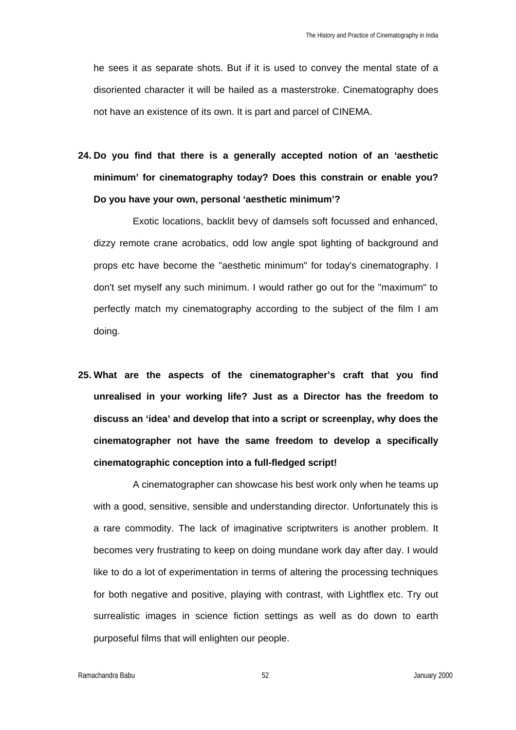he sees it as separate shots. But if it is used to convey the mental state of a disoriented character it will be hailed as a masterstroke. Cinematography does not have an existence of its own. It is part and parcel of CINEMA.

**24. Do you find that there is a generally accepted notion of an 'aesthetic minimum' for cinematography today? Does this constrain or enable you? Do you have your own, personal 'aesthetic minimum'?**

Exotic locations, backlit bevy of damsels soft focussed and enhanced, dizzy remote crane acrobatics, odd low angle spot lighting of background and props etc have become the "aesthetic minimum" for today's cinematography. I don't set myself any such minimum. I would rather go out for the "maximum" to perfectly match my cinematography according to the subject of the film I am doing.

**25. What are the aspects of the cinematographer's craft that you find unrealised in your working life? Just as a Director has the freedom to discuss an 'idea' and develop that into a script or screenplay, why does the cinematographer not have the same freedom to develop a specifically cinematographic conception into a full-fledged script!**

A cinematographer can showcase his best work only when he teams up with a good, sensitive, sensible and understanding director. Unfortunately this is a rare commodity. The lack of imaginative scriptwriters is another problem. It becomes very frustrating to keep on doing mundane work day after day. I would like to do a lot of experimentation in terms of altering the processing techniques for both negative and positive, playing with contrast, with Lightflex etc. Try out surrealistic images in science fiction settings as well as do down to earth purposeful films that will enlighten our people.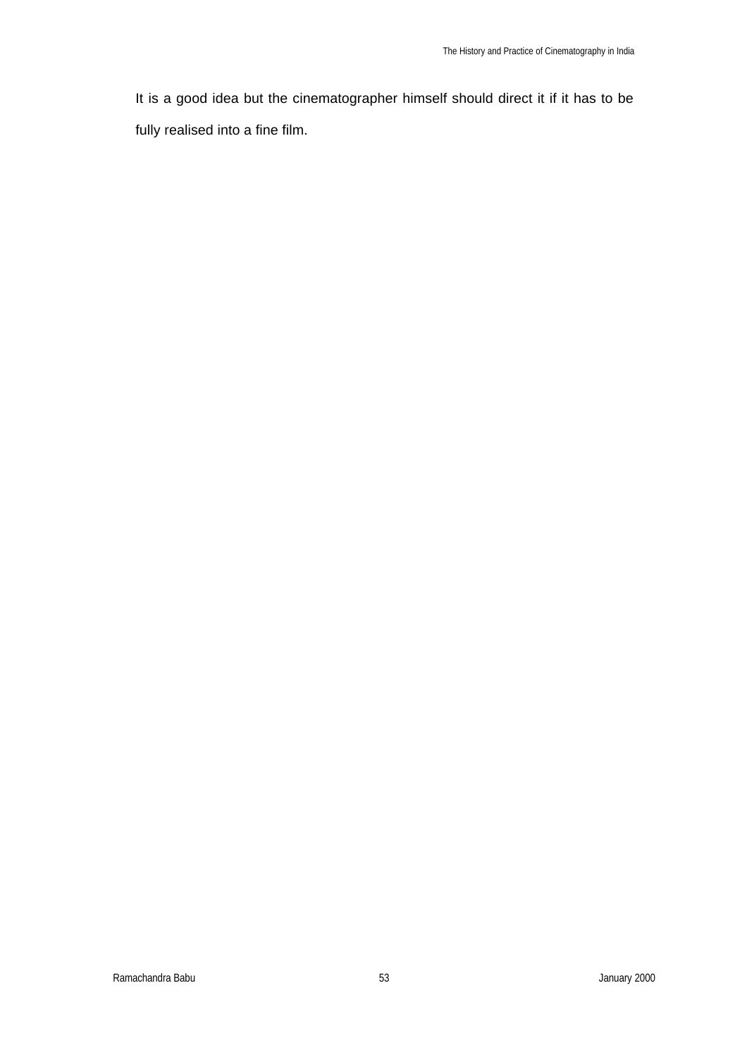It is a good idea but the cinematographer himself should direct it if it has to be fully realised into a fine film.